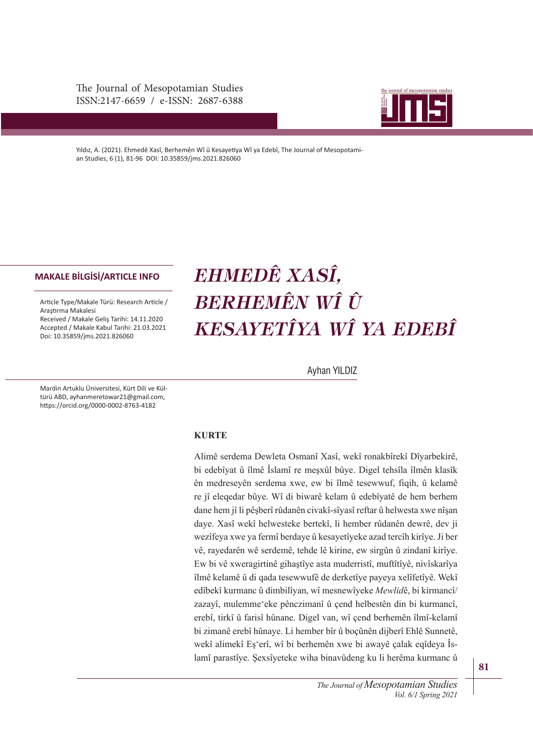Yıldız, A. (2021). Ehmedê Xasî, Berhemên Wî û Kesayetiya Wî ya Edebî, The Journal of Mesopotamian Studies, 6 (1), 81-96 DOI: 10.35859/jms.2021.826060

**MAKALE BİLGİSİ/ARTICLE INFO**

Article Type/Makale Türü: Research Article / Araştırma Makalesi
Received / Makale Geliş Tarihi: 14.11.2020
Accepted / Makale Kabul Tarihi: 21.03.2021
Doi: 10.35859/jms.2021.826060

# *EHMEDÊ XASÎ, BERHEMÊN WÎ Û KESAYETÎYA WÎ YA EDEBÎ*

Ayhan YILDIZ

Mardin Artuklu Üniversitesi, Kürt Dili ve Kültürü ABD, ayhanmeretowar21@gmail.com, https://orcid.org/0000-0002-8763-4182

## KURTE

Alimê serdema Dewleta Osmanî Xasî, wekî ronakbîrekî Dîyarbekirê, bi edebîyat û îlmê Îslamî re meşxûl bûye. Digel tehsîla îlmên klasîk ên medreseyên serdema xwe, ew bi îlmê tesewwuf, fiqih, û kelamê re jî eleqedar bûye. Wî di biwarê kelam û edebîyatê de hem berhem dane hem jî li pêşberî rûdanên civakî-sîyasî reftar û helwesta xwe nîşan daye. Xasî wekî helwesteke bertekî, li hember rûdanên dewrê, dev ji wezîfeya xwe ya fermî berdaye û kesayetîyeke azad tercîh kirîye. Ji ber vê, rayedarên wê serdemê, tehde lê kirine, ew sirgûn û zindanî kirîye. Ew bi vê xweragirtinê gihaştîye asta muderristî, muftîtîyê, nivîskarîya îlmê kelamê û di qada tesewwufê de derketîye payeya xelîfetîyê. Wekî edîbekî kurmanc û dimbilîyan, wî mesnewîyeke *Mewlid*ê, bi kirmancî/zazayî, mulemme'eke pênczimanî û çend helbestên din bi kurmancî, erebî, tirkî û farisî hûnane. Digel van, wî çend berhemên îlmî-kelamî bi zimanê erebî hûnaye. Li hember bîr û boçûnên dijberî Ehlê Sunnetê, wekî alimekî Eş'erî, wî bi berhemên xwe bi awayê çalak eqîdeya Îslamî parastîye. Şexsîyeteke wiha binavûdeng ku li herêma kurmanc û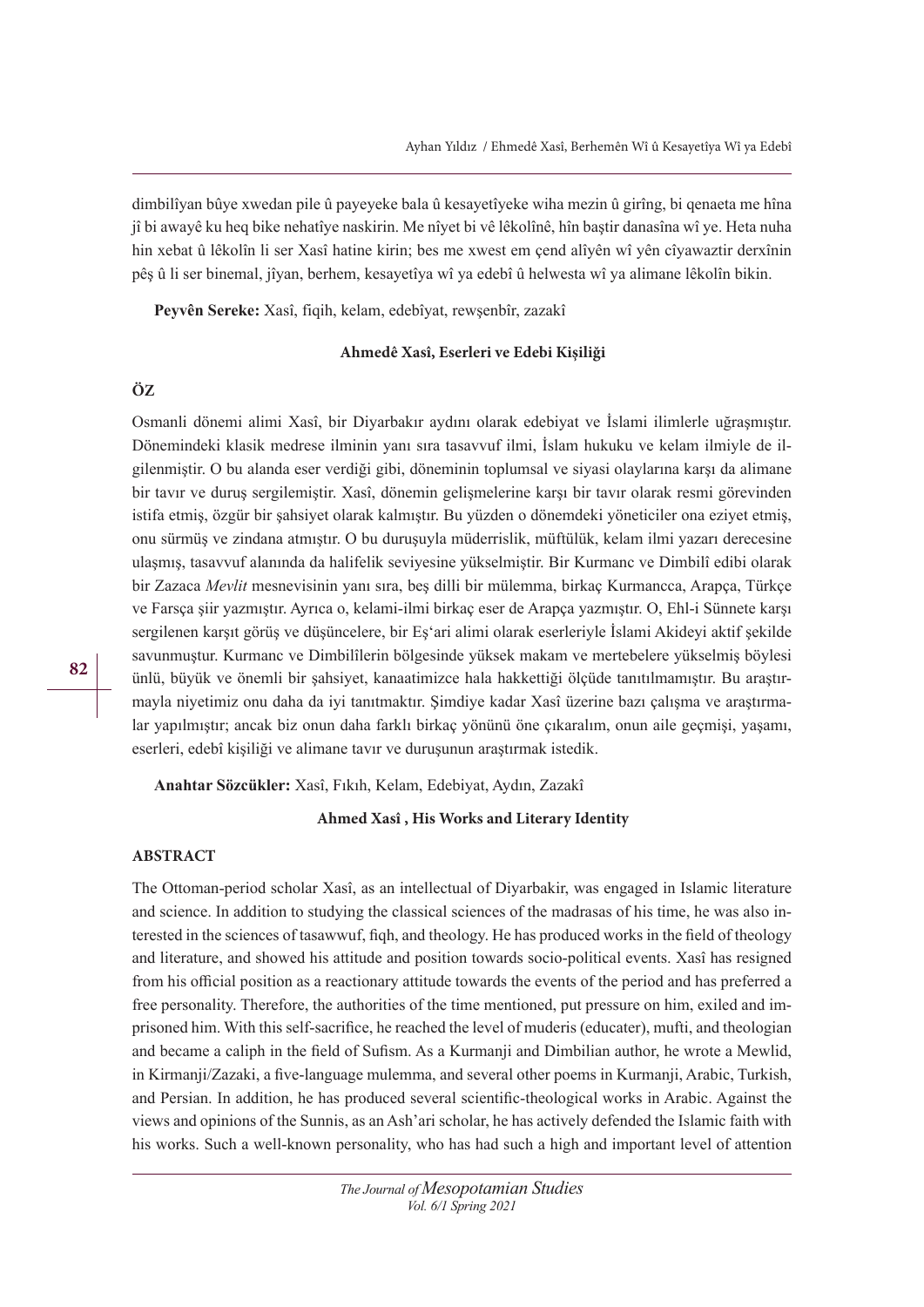dimbilîyan bûye xwedan pile û payeyeke bala û kesayetîyeke wiha mezin û girîng, bi qenaeta me hîna jî bi awayê ku heq bike nehatîye naskirin. Me nîyet bi vê lêkolînê, hîn baştir danasîna wî ye. Heta nuha hin xebat û lêkolîn li ser Xasî hatine kirin; bes me xwest em çend alîyên wî yên cîyawaztir derxînin pêş û li ser binemal, jîyan, berhem, kesayetîya wî ya edebî û helwesta wî ya alimane lêkolîn bikin.

**Peyvên Sereke:** Xasî, fiqih, kelam, edebîyat, rewşenbîr, zazakî

### Ahmedê Xasî, Eserleri ve Edebi Kişiliği

### ÖZ

Osmanli dönemi alimi Xasî, bir Diyarbakır aydını olarak edebiyat ve İslami ilimlerle uğraşmıştır. Dönemindeki klasik medrese ilminin yanı sıra tasavvuf ilmi, İslam hukuku ve kelam ilmiyle de ilgilenmiştir. O bu alanda eser verdiği gibi, döneminin toplumsal ve siyasi olaylarına karşı da alimane bir tavır ve duruş sergilemiştir. Xasî, dönemin gelişmelerine karşı bir tavır olarak resmi görevinden istifa etmiş, özgür bir şahsiyet olarak kalmıştır. Bu yüzden o dönemdeki yöneticiler ona eziyet etmiş, onu sürmüş ve zindana atmıştır. O bu duruşuyla müderrislik, müftülük, kelam ilmi yazarı derecesine ulaşmış, tasavvuf alanında da halifelik seviyesine yükselmiştir. Bir Kurmanc ve Dimbilî edibi olarak bir Zazaca *Mevlit* mesnevisinin yanı sıra, beş dilli bir mülemma, birkaç Kurmancca, Arapça, Türkçe ve Farsça şiir yazmıştır. Ayrıca o, kelami-ilmi birkaç eser de Arapça yazmıştır. O, Ehl-i Sünnete karşı sergilenen karşıt görüş ve düşüncelere, bir Eş'ari alimi olarak eserleriyle İslami Akideyi aktif şekilde savunmuştur. Kurmanc ve Dimbilîlerin bölgesinde yüksek makam ve mertebelere yükselmiş böylesi ünlü, büyük ve önemli bir şahsiyet, kanaatimizce hala hakkettiği ölçüde tanıtılmamıştır. Bu araştırmayla niyetimiz onu daha da iyi tanıtmaktır. Şimdiye kadar Xasî üzerine bazı çalışma ve araştırmalar yapılmıştır; ancak biz onun daha farklı birkaç yönünü öne çıkaralım, onun aile geçmişi, yaşamı, eserleri, edebî kişiliği ve alimane tavır ve duruşunun araştırmak istedik.

**Anahtar Sözcükler:** Xasî, Fıkıh, Kelam, Edebiyat, Aydın, Zazakî

### Ahmed Xasî , His Works and Literary Identity

### ABSTRACT

The Ottoman-period scholar Xasî, as an intellectual of Diyarbakir, was engaged in Islamic literature and science. In addition to studying the classical sciences of the madrasas of his time, he was also interested in the sciences of tasawwuf, fiqh, and theology. He has produced works in the field of theology and literature, and showed his attitude and position towards socio-political events. Xasî has resigned from his official position as a reactionary attitude towards the events of the period and has preferred a free personality. Therefore, the authorities of the time mentioned, put pressure on him, exiled and imprisoned him. With this self-sacrifice, he reached the level of muderis (educater), mufti, and theologian and became a caliph in the field of Sufism. As a Kurmanji and Dimbilian author, he wrote a Mewlid, in Kirmanji/Zazaki, a five-language mulemma, and several other poems in Kurmanji, Arabic, Turkish, and Persian. In addition, he has produced several scientific-theological works in Arabic. Against the views and opinions of the Sunnis, as an Ash'ari scholar, he has actively defended the Islamic faith with his works. Such a well-known personality, who has had such a high and important level of attention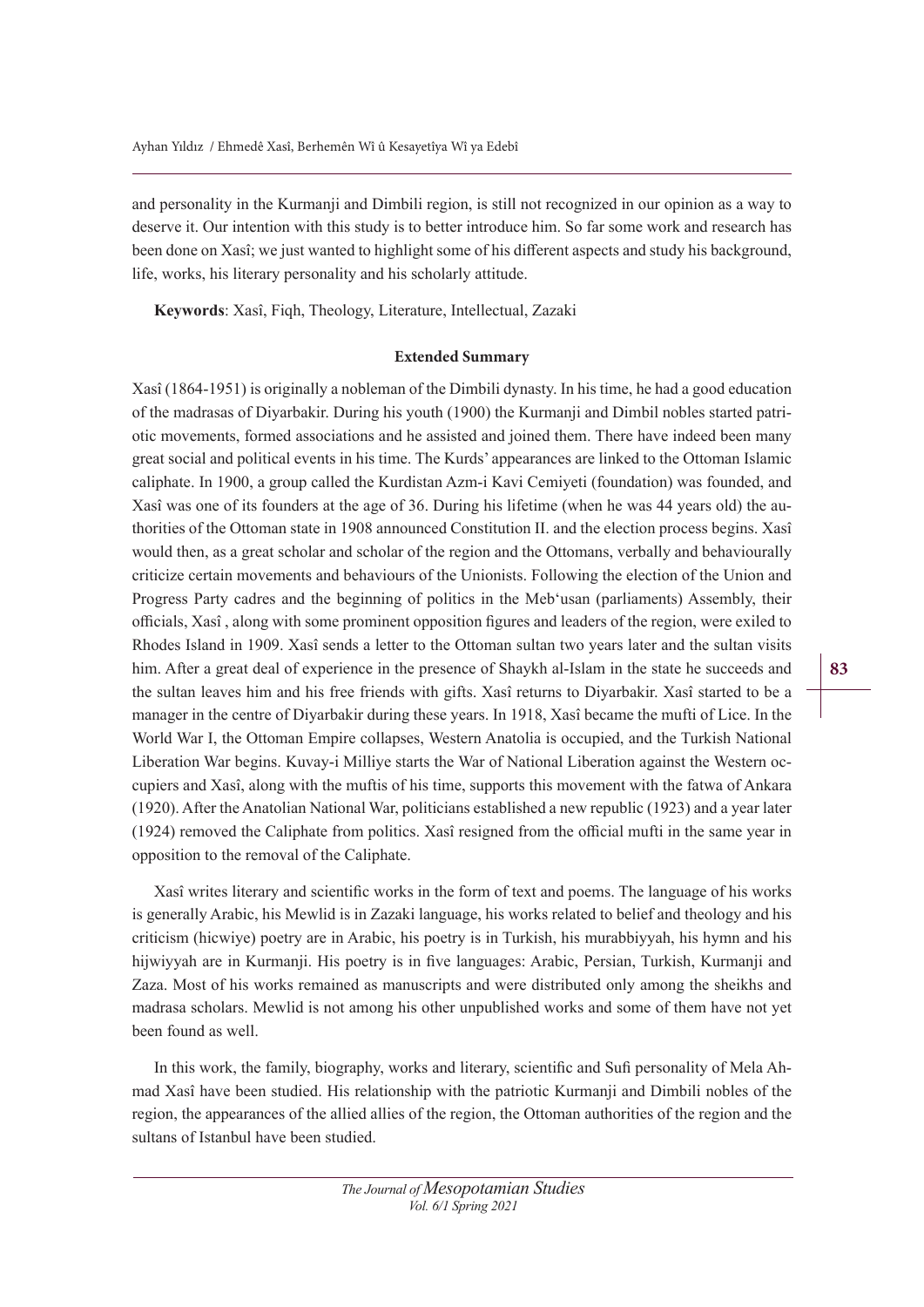and personality in the Kurmanji and Dimbili region, is still not recognized in our opinion as a way to deserve it. Our intention with this study is to better introduce him. So far some work and research has been done on Xasî; we just wanted to highlight some of his different aspects and study his background, life, works, his literary personality and his scholarly attitude.

**Keywords**: Xasî, Fiqh, Theology, Literature, Intellectual, Zazaki

#### Extended Summary

Xasî (1864-1951) is originally a nobleman of the Dimbili dynasty. In his time, he had a good education of the madrasas of Diyarbakir. During his youth (1900) the Kurmanji and Dimbil nobles started patriotic movements, formed associations and he assisted and joined them. There have indeed been many great social and political events in his time. The Kurds' appearances are linked to the Ottoman Islamic caliphate. In 1900, a group called the Kurdistan Azm-i Kavi Cemiyeti (foundation) was founded, and Xasî was one of its founders at the age of 36. During his lifetime (when he was 44 years old) the authorities of the Ottoman state in 1908 announced Constitution II. and the election process begins. Xasî would then, as a great scholar and scholar of the region and the Ottomans, verbally and behaviourally criticize certain movements and behaviours of the Unionists. Following the election of the Union and Progress Party cadres and the beginning of politics in the Meb'usan (parliaments) Assembly, their officials, Xasî , along with some prominent opposition figures and leaders of the region, were exiled to Rhodes Island in 1909. Xasî sends a letter to the Ottoman sultan two years later and the sultan visits him. After a great deal of experience in the presence of Shaykh al-Islam in the state he succeeds and the sultan leaves him and his free friends with gifts. Xasî returns to Diyarbakir. Xasî started to be a manager in the centre of Diyarbakir during these years. In 1918, Xasî became the mufti of Lice. In the World War I, the Ottoman Empire collapses, Western Anatolia is occupied, and the Turkish National Liberation War begins. Kuvay-i Milliye starts the War of National Liberation against the Western occupiers and Xasî, along with the muftis of his time, supports this movement with the fatwa of Ankara (1920). After the Anatolian National War, politicians established a new republic (1923) and a year later (1924) removed the Caliphate from politics. Xasî resigned from the official mufti in the same year in opposition to the removal of the Caliphate.

Xasî writes literary and scientific works in the form of text and poems. The language of his works is generally Arabic, his Mewlid is in Zazaki language, his works related to belief and theology and his criticism (hicwiye) poetry are in Arabic, his poetry is in Turkish, his murabbiyyah, his hymn and his hijwiyyah are in Kurmanji. His poetry is in five languages: Arabic, Persian, Turkish, Kurmanji and Zaza. Most of his works remained as manuscripts and were distributed only among the sheikhs and madrasa scholars. Mewlid is not among his other unpublished works and some of them have not yet been found as well.

In this work, the family, biography, works and literary, scientific and Sufi personality of Mela Ahmad Xasî have been studied. His relationship with the patriotic Kurmanji and Dimbili nobles of the region, the appearances of the allied allies of the region, the Ottoman authorities of the region and the sultans of Istanbul have been studied.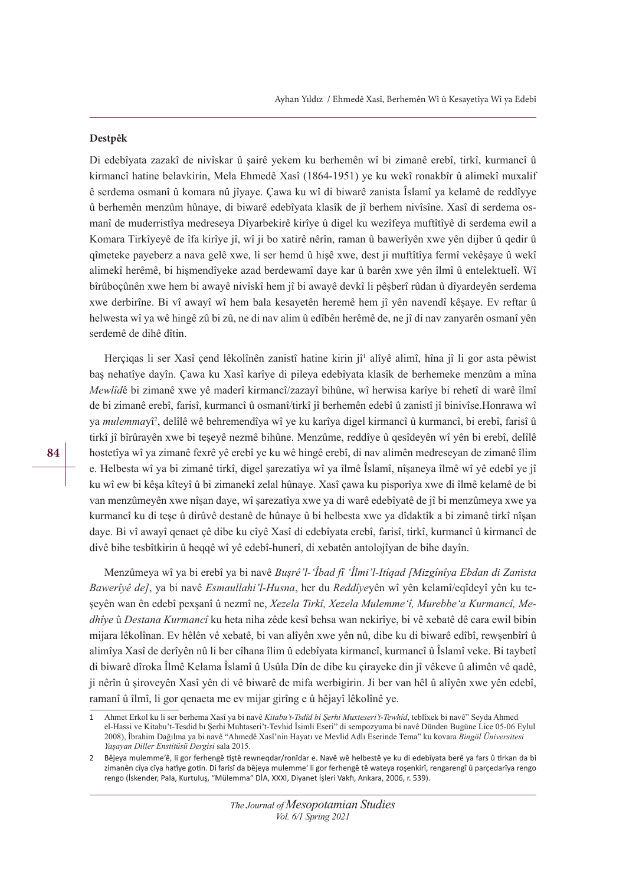**Destpêk**

Di edebîyata zazakî de nivîskar û şairê yekem ku berhemên wî bi zimanê erebî, tirkî, kurmancî û kirmancî hatine belavkirin, Mela Ehmedê Xasî (1864-1951) ye ku wekî ronakbîr û alimekî muxalif ê serdema osmanî û komara nû jîyaye. Çawa ku wî di biwarê zanista Îslamî ya kelamê de reddîyye û berhemên menzûm hûnaye, di biwarê edebîyata klasîk de jî berhem nivîsîne. Xasî di serdema osmanî de muderristîya medreseya Dîyarbekirê kirîye û digel ku wezîfeya muftîtîyê di serdema ewil a Komara Tirkîyeyê de îfa kirîye jî, wî ji bo xatirê nêrîn, raman û bawerîyên xwe yên dijber û qedir û qîmeteke payeberz a nava gelê xwe, li ser hemd û hişê xwe, dest ji muftîtîya fermî vekêşaye û wekî alimekî herêmê, bi hişmendîyeke azad berdewamî daye kar û barên xwe yên îlmî û entelektuelî. Wî bîrûboçûnên xwe hem bi awayê nivîskî hem jî bi awayê devkî li pêşberî rûdan û dîyardeyên serdema xwe derbirîne. Bi vî awayî wî hem bala kesayetên heremê hem jî yên navendî kêşaye. Ev reftar û helwesta wî ya wê hingê zû bi zû, ne di nav alim û edîbên herêmê de, ne jî di nav zanyarên osmanî yên serdemê de dihê dîtin.

Herçiqas li ser Xasî çend lêkolînên zanistî hatine kirin jî[1] alîyê alimî, hîna jî li gor asta pêwist baş nehatîye dayîn. Çawa ku Xasî karîye di pileya edebîyata klasîk de berhemeke menzûm a mîna *Mewlîd*ê bi zimanê xwe yê maderî kirmancî/zazayî bihûne, wî herwisa karîye bi rehetî di warê îlmî de bi zimanê erebî, farisî, kurmancî û osmanî/tirkî jî berhemên edebî û zanistî jî binivîse.Honrawa wî ya *mulemma*yî[2], delîlê wê behremendîya wî ye ku karîya digel kirmancî û kurmancî, bi erebî, farisî û tirkî jî bîrûrayên xwe bi teşeyê nezmê bihûne. Menzûme, reddîye û qesîdeyên wî yên bi erebî, delîlê hostetîya wî ya zimanê fexrê yê erebî ye ku wê hingê erebî, di nav alimên medreseyan de zimanê îlim e. Helbesta wî ya bi zimanê tirkî, digel şarezatîya wî ya îlmê Îslamî, nîşaneya îlmê wî yê edebî ye jî ku wî ew bi kêşa kîteyî û bi zimanekî zelal hûnaye. Xasî çawa ku pisporîya xwe di îlmê kelamê de bi van menzûmeyên xwe nîşan daye, wî şarezatîya xwe ya di warê edebîyatê de jî bi menzûmeya xwe ya kurmancî ku di teşe û dirûvê destanê de hûnaye û bi helbesta xwe ya dîdaktîk a bi zimanê tirkî nîşan daye. Bi vî awayî qenaet çê dibe ku cîyê Xasî di edebîyata erebî, farisî, tirkî, kurmancî û kirmancî de divê bihe tesbîtkirin û heqqê wî yê edebî-hunerî, di xebatên antolojîyan de bihe dayîn.

Menzûmeya wî ya bi erebî ya bi navê *Buşrê'l-'Îbad fî 'Îlmi'l-Itîqad [Mizgînîya Ebdan di Zanista Bawerîyê de]*, ya bi navê *Esmaullahi'l-Husna*, her du *Reddîye*yên wî yên kelamî/eqîdeyî yên ku teşeyên wan ên edebî pexşanî û nezmî ne, *Xezela Tirkî, Xezela Mulemme'î, Murebbe'a Kurmancî, Medhîye* û *Destana Kurmancî* ku heta niha zêde kesî behsa wan nekirîye, bi vê xebatê dê cara ewil bibin mijara lêkolînan. Ev hêlên vê xebatê, bi van alîyên xwe yên nû, dibe ku di biwarê edîbî, rewşenbîrî û alimîya Xasî de derîyên nû li ber cîhana îlim û edebîyata kirmancî, kurmancî û Îslamî veke. Bi taybetî di biwarê dîroka Îlmê Kelama Îslamî û Usûla Dîn de dibe ku çirayeke din jî vêkeve û alimên vê qadê, ji nêrîn û şiroveyên Xasî yên di vê biwarê de mifa werbigirin. Ji ber van hêl û alîyên xwe yên edebî, ramanî û îlmî, li gor qenaeta me ev mijar girîng e û hêjayî lêkolînê ye.

---

1 Ahmet Erkol ku li ser berhema Xasî ya bi navê *Kitabu't-Tsdîd bi Şerhi Muxteseri't-Tewhîd*, teblîxek bi navê" Seyda Ahmed el-Hassi ve Kitabu't-Tesdid bı Şerhi Muhtaseri't-Tevhid İsimli Eseri" di sempozyuma bi navê Dünden Bugüne Lice 05-06 Eylul 2008), İbrahim Dağılma ya bi navê "Ahmedê Xasî'nin Hayatı ve Mevlid Adlı Eserinde Tema" ku kovara *Bingöl Üniversitesi Yaşayan Diller Enstitüsü Dergisi* sala 2015.

2 Bêjeya mulemme'ê, li gor ferhengê tiştê rewneqdar/ronîdar e. Navê wê helbestê ye ku di edebîyata berê ya fars û tirkan da bi zimanên cîya cîya hatîye gotin. Di farisî da bêjeya mulemme' li gor ferhengê tê wateya roşenkirî, rengarengî û parçedarîya rengo rengo (İskender, Pala, Kurtuluş, "Mülemma" DİA, XXXI, Diyanet İşleri Vakfı, Ankara, 2006, r. 539).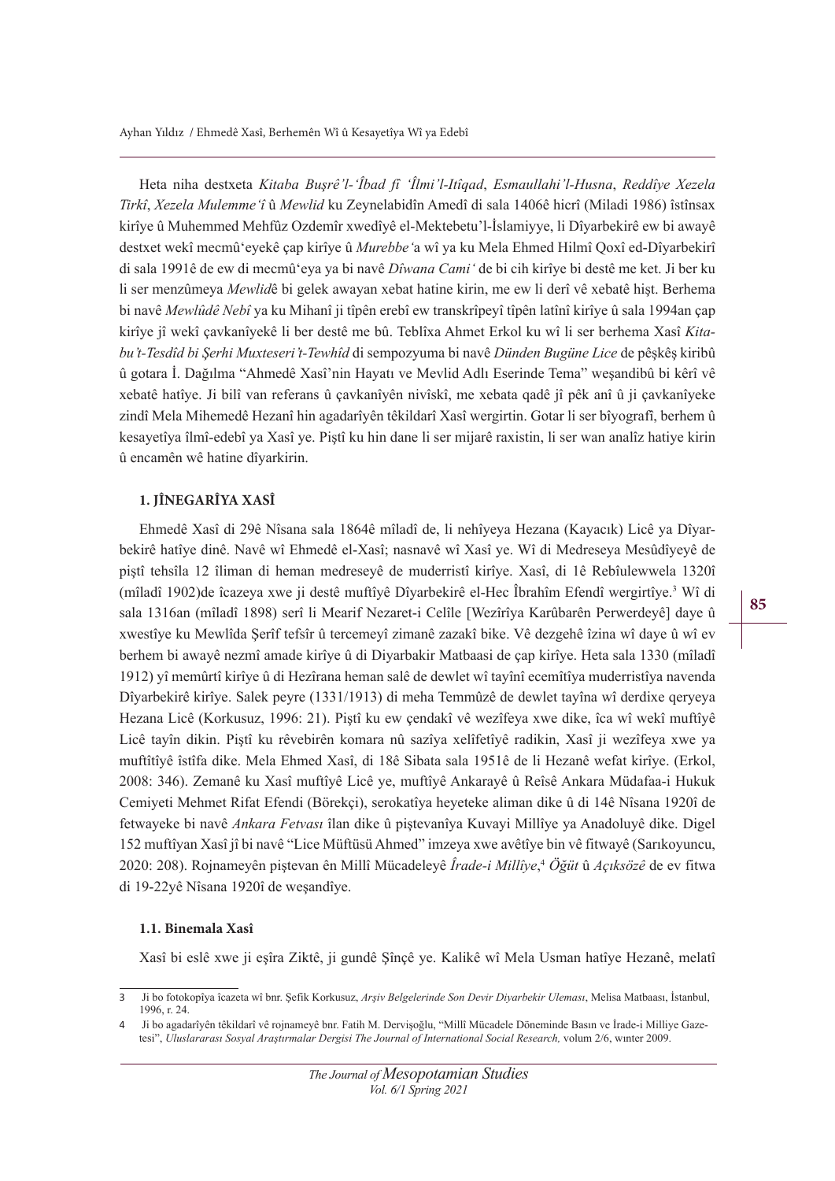Heta niha destxeta *Kitaba Buşrê'l-'Îbad fî 'Îlmi'l-Itîqad*, *Esmaullahi'l-Husna*, *Reddîye Xezela Tirkî*, *Xezela Mulemme'î* û *Mewlid* ku Zeynelabidîn Amedî di sala 1406ê hicrî (Miladi 1986) îstînsax kirîye û Muhemmed Mehfûz Ozdemîr xwedîyê el-Mektebetu'l-Îslamiyye, li Dîyarbekirê ew bi awayê destxet wekî mecmû'eyekê çap kirîye û *Murebbe'*a wî ya ku Mela Ehmed Hilmî Qoxî ed-Dîyarbekirî di sala 1991ê de ew di mecmû'eya ya bi navê *Dîwana Cami'* de bi cih kirîye bi destê me ket. Ji ber ku li ser menzûmeya *Mewlid*ê bi gelek awayan xebat hatine kirin, me ew li derî vê xebatê hişt. Berhema bi navê *Mewlûdê Nebî* ya ku Mihanî ji tîpên erebî ew transkrîpeyî tîpên latînî kirîye û sala 1994an çap kirîye jî wekî çavkanîyekê li ber destê me bû. Teblîxa Ahmet Erkol ku wî li ser berhema Xasî *Kitabu't-Tesdîd bi Şerhi Muxteseri't-Tewhîd* di sempozyuma bi navê *Dünden Bugüne Lice* de pêşkêş kiribû û gotara İ. Dağılma "Ahmedê Xasî'nin Hayatı ve Mevlid Adlı Eserinde Tema" weşandibû bi kêrî vê xebatê hatîye. Ji bilî van referans û çavkanîyên nivîskî, me xebata qadê jî pêk anî û ji çavkanîyeke zindî Mela Mihemedê Hezanî hin agadarîyên têkildarî Xasî wergirtin. Gotar li ser bîyografî, berhem û kesayetîya îlmî-edebî ya Xasî ye. Piştî ku hin dane li ser mijarê raxistin, li ser wan analîz hatiye kirin û encamên wê hatine dîyarkirin.

## 1. JÎNEGARÎYA XASÎ

Ehmedê Xasî di 29ê Nîsana sala 1864ê mîladî de, li nehîyeya Hezana (Kayacık) Licê ya Dîyarbekirê hatîye dinê. Navê wî Ehmedê el-Xasî; nasnavê wî Xasî ye. Wî di Medreseya Mesûdîyeyê de piştî tehsîla 12 îliman di heman medreseyê de muderristî kirîye. Xasî, di 1ê Rebîulewwela 1320î (mîladî 1902)de îcazeya xwe ji destê muftîyê Dîyarbekirê el-Hec Îbrahîm Efendî wergirtîye.[3] Wî di sala 1316an (mîladî 1898) serî li Mearif Nezaret-i Celîle [Wezîrîya Karûbarên Perwerdeyê] daye û xwestîye ku Mewlîda Şerîf tefsîr û tercemeyî zimanê zazakî bike. Vê dezgehê îzina wî daye û wî ev berhem bi awayê nezmî amade kirîye û di Diyarbakir Matbaasi de çap kirîye. Heta sala 1330 (mîladî 1912) yî memûrtî kirîye û di Hezîrana heman salê de dewlet wî tayînî ecemîtîya muderristîya navenda Dîyarbekirê kirîye. Salek peyre (1331/1913) di meha Temmûzê de dewlet tayîna wî derdixe qeryeya Hezana Licê (Korkusuz, 1996: 21). Piştî ku ew çendakî vê wezîfeya xwe dike, îca wî wekî muftîyê Licê tayîn dikin. Piştî ku rêvebirên komara nû sazîya xelîfetîyê radikin, Xasî ji wezîfeya xwe ya muftîtîyê îstîfa dike. Mela Ehmed Xasî, di 18ê Sibata sala 1951ê de li Hezanê wefat kirîye. (Erkol, 2008: 346). Zemanê ku Xasî muftîyê Licê ye, muftîyê Ankarayê û Reîsê Ankara Müdafaa-i Hukuk Cemiyeti Mehmet Rifat Efendi (Börekçi), serokatîya heyeteke aliman dike û di 14ê Nîsana 1920î de fetwayeke bi navê *Ankara Fetvası* îlan dike û piştevanîya Kuvayi Millîye ya Anadoluyê dike. Digel 152 muftîyan Xasî jî bi navê "Lice Müftüsü Ahmed" imzeya xwe avêtîye bin vê fitwayê (Sarıkoyuncu, 2020: 208). Rojnameyên piştevan ên Millî Mücadeleyê *İrade-i Millîye*,[4] *Öğüt* û *Açıksözê* de ev fitwa di 19-22yê Nîsana 1920î de weşandîye.

### 1.1. Binemala Xasî

Xasî bi eslê xwe ji eşîra Ziktê, ji gundê Şînçê ye. Kalikê wî Mela Usman hatîye Hezanê, melatî

---

3 Ji bo fotokopîya îcazeta wî bnr. Şefik Korkusuz, *Arşiv Belgelerinde Son Devir Diyarbekir Uleması*, Melisa Matbaası, İstanbul, 1996, r. 24.

4 Ji bo agadarîyên têkildarî vê rojnameyê bnr. Fatih M. Dervişoğlu, "Millî Mücadele Döneminde Basın ve İrade-i Milliye Gazetesi", *Uluslararası Sosyal Araştırmalar Dergisi The Journal of International Social Research,* volum 2/6, wınter 2009.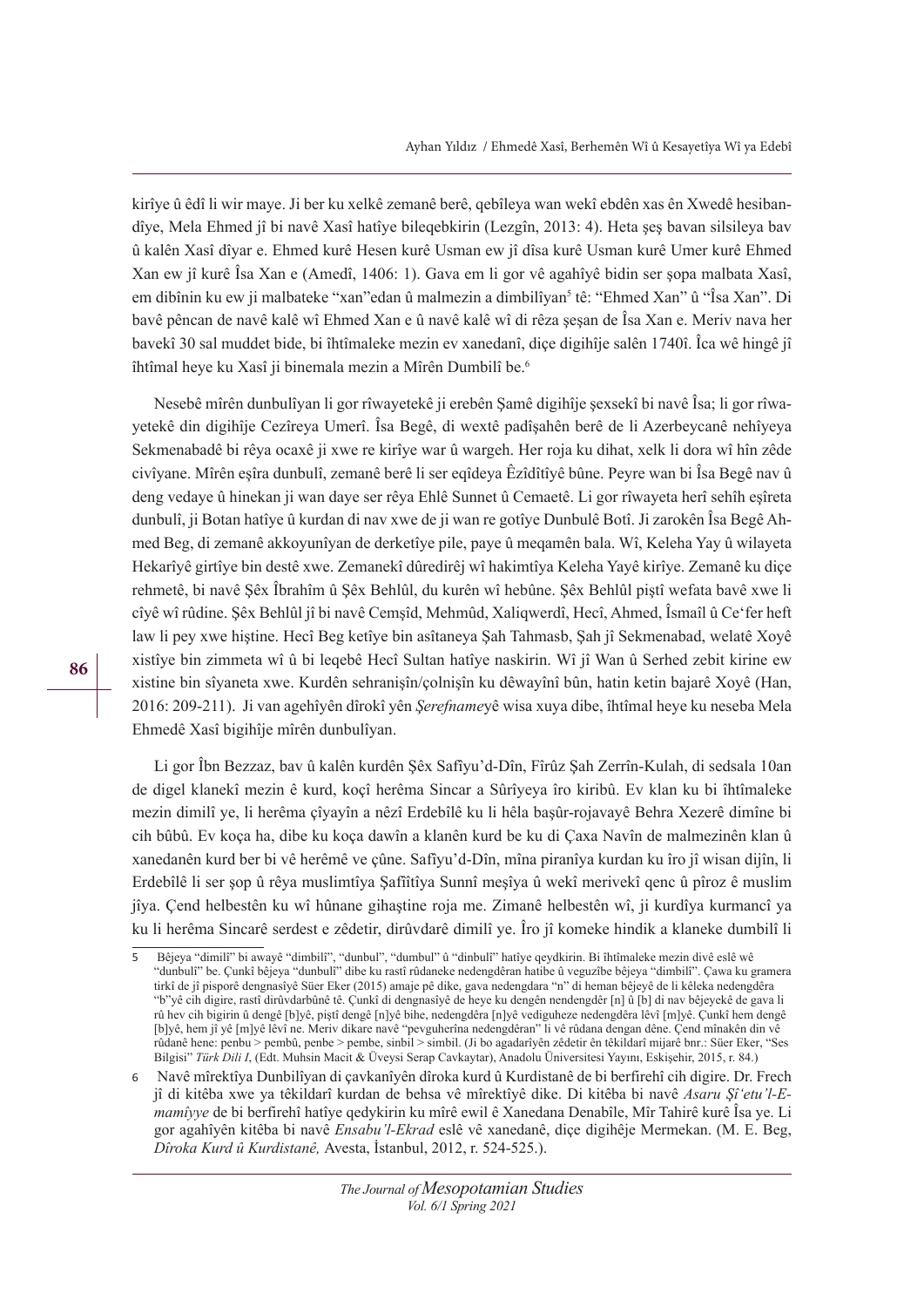kirîye û êdî li wir maye. Ji ber ku xelkê zemanê berê, qebîleya wan wekî ebdên xas ên Xwedê hesibandîye, Mela Ehmed jî bi navê Xasî hatîye bileqebkirin (Lezgîn, 2013: 4). Heta şeş bavan silsileya bav û kalên Xasî dîyar e. Ehmed kurê Hesen kurê Usman ew jî dîsa kurê Usman kurê Umer kurê Ehmed Xan ew jî kurê Îsa Xan e (Amedî, 1406: 1). Gava em li gor vê agahîyê bidin ser şopa malbata Xasî, em dibînin ku ew ji malbateke "xan"edan û malmezin a dimbilîyan[5] tê: "Ehmed Xan" û "Îsa Xan". Di bavê pêncan de navê kalê wî Ehmed Xan e û navê kalê wî di rêza şeşan de Îsa Xan e. Meriv nava her bavekî 30 sal muddet bide, bi îhtîmaleke mezin ev xanedanî, diçe digihîje salên 1740î. Îca wê hingê jî îhtîmal heye ku Xasî ji binemala mezin a Mîrên Dumbilî be.[6]

Nesebê mîrên dunbulîyan li gor rîwayetekê ji erebên Şamê digihîje şexsekî bi navê Îsa; li gor rîwayetekê din digihîje Cezîreya Umerî. Îsa Begê, di wextê padîşahên berê de li Azerbeycanê nehîyeya Sekmenabadê bi rêya ocaxê ji xwe re kirîye war û wargeh. Her roja ku dihat, xelk li dora wî hîn zêde civîyane. Mîrên eşîra dunbulî, zemanê berê li ser eqîdeya Êzîdîtîyê bûne. Peyre wan bi Îsa Begê nav û deng vedaye û hinekan ji wan daye ser rêya Ehlê Sunnet û Cemaetê. Li gor rîwayeta herî sehîh eşîreta dunbulî, ji Botan hatîye û kurdan di nav xwe de ji wan re gotîye Dunbulê Botî. Ji zarokên Îsa Begê Ahmed Beg, di zemanê akkoyunîyan de derketîye pile, paye û meqamên bala. Wî, Keleha Yay û wilayeta Hekarîyê girtîye bin destê xwe. Zemanekî dûredirêj wî hakimtîya Keleha Yayê kirîye. Zemanê ku diçe rehmetê, bi navê Şêx Îbrahîm û Şêx Behlûl, du kurên wî hebûne. Şêx Behlûl piştî wefata bavê xwe li cîyê wî rûdine. Şêx Behlûl jî bi navê Cemşîd, Mehmûd, Xaliqwerdî, Hecî, Ahmed, Îsmaîl û Ce'fer heft law li pey xwe hiştine. Hecî Beg ketîye bin asîtaneya Şah Tahmasb, Şah jî Sekmenabad, welatê Xoyê xistîye bin zimmeta wî û bi leqebê Hecî Sultan hatîye naskirin. Wî jî Wan û Serhed zebit kirine ew xistine bin sîyaneta xwe. Kurdên sehranişîn/çolnişîn ku dêwayînî bûn, hatin ketin bajarê Xoyê (Han, 2016: 209-211). Ji van agehîyên dîrokî yên *Şerefname*yê wisa xuya dibe, îhtîmal heye ku neseba Mela Ehmedê Xasî bigihîje mîrên dunbulîyan.

Li gor Îbn Bezzaz, bav û kalên kurdên Şêx Safîyu'd-Dîn, Fîrûz Şah Zerrîn-Kulah, di sedsala 10an de digel klanekî mezin ê kurd, koçî herêma Sincar a Sûrîyeya îro kiribû. Ev klan ku bi îhtîmaleke mezin dimilî ye, li herêma çîyayîn a nêzî Erdebîlê ku li hêla başûr-rojavayê Behra Xezerê dimîne bi cih bûbû. Ev koça ha, dibe ku koça dawîn a klanên kurd be ku di Çaxa Navîn de malmezinên klan û xanedanên kurd ber bi vê herêmê ve çûne. Safîyu'd-Dîn, mîna piranîya kurdan ku îro jî wisan dijîn, li Erdebîlê li ser şop û rêya muslimtîya Şafîîtîya Sunnî meşîya û wekî merivekî qenc û pîroz ê muslim jîya. Çend helbestên ku wî hûnane gihaştine roja me. Zimanê helbestên wî, ji kurdîya kurmancî ya ku li herêma Sincarê serdest e zêdetir, dirûvdarê dimilî ye. Îro jî komeke hindik a klaneke dumbilî li

---

5 Bêjeya "dimilî" bi awayê "dimbilî", "dunbul", "dumbul" û "dinbulî" hatîye qeydkirin. Bi îhtîmaleke mezin divê eslê wê "dunbulî" be. Çunkî bêjeya "dunbulî" dibe ku rastî rûdaneke nedengdêran hatibe û veguzîbe bêjeya "dimbilî". Çawa ku gramera tirkî de jî pisporê dengnasîyê Süer Eker (2015) amaje pê dike, gava nedengdara "n" di heman bêjeyê de li kêleka nedengdêra "b"yê cih digire, rastî dirûvdarbûnê tê. Çunkî di dengnasîyê de heye ku dengên nendengdêr [n] û [b] di nav bêjeyekê de gava li rû hev cih bigirin û dengê [b]yê, piştî dengê [n]yê bihe, nedengdêra [n]yê vediguheze nedengdêra lêvî [m]yê. Çunkî hem dengê [b]yê, hem jî yê [m]yê lêvî ne. Meriv dikare navê "pevguherîna nedengdêran" li vê rûdana dengan dêne. Çend mînakên din vê rûdanê hene: penbu > pembû, penbe > pembe, sinbil > simbil. (Ji bo agadarîyên zêdetir ên têkildarî mijarê bnr.: Süer Eker, "Ses Bilgisi" *Türk Dili I*, (Edt. Muhsin Macit & Üveysi Serap Cavkaytar), Anadolu Üniversitesi Yayını, Eskişehir, 2015, r. 84.)

6 Navê mîrektîya Dunbilîyan di çavkanîyên dîroka kurd û Kurdistanê de bi berfirehî cih digire. Dr. Frech jî di kitêba xwe ya têkildarî kurdan de behsa vê mîrektîyê dike. Di kitêba bi navê *Asaru Şî'etu'l-Emamîyye* de bi berfirehî hatîye qedykirin ku mîrê ewil ê Xanedana Denabîle, Mîr Tahirê kurê Îsa ye. Li gor agahîyên kitêba bi navê *Ensabu'l-Ekrad* eslê vê xanedanê, diçe digihêje Mermekan. (M. E. Beg, *Dîroka Kurd û Kurdistanê,* Avesta, İstanbul, 2012, r. 524-525.).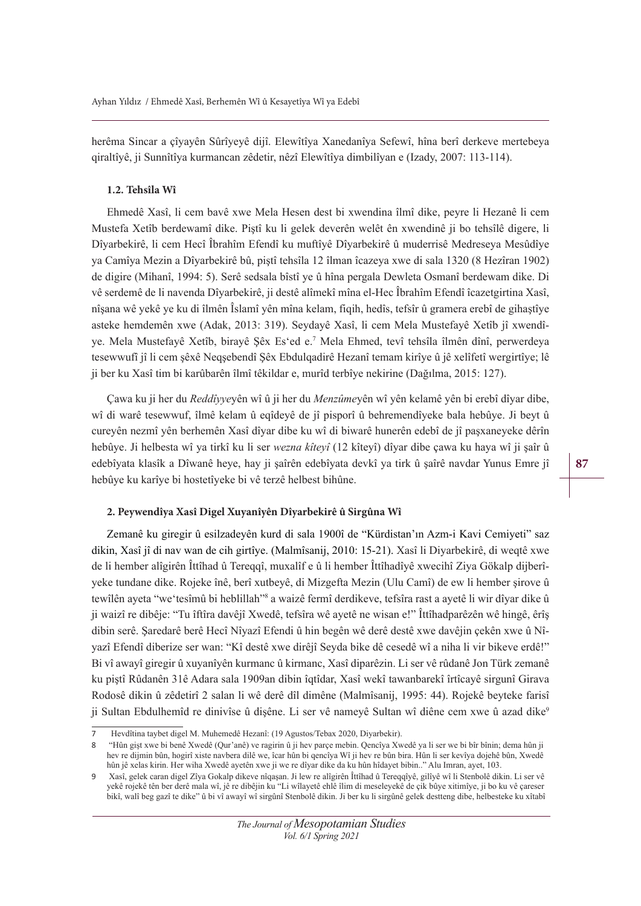herêma Sincar a çîyayên Sûrîyeyê dijî. Elewîtîya Xanedanîya Sefewî, hîna berî derkeve mertebeya qiraltîyê, ji Sunnîtîya kurmancan zêdetir, nêzî Elewîtîya dimbilîyan e (Izady, 2007: 113-114).

### 1.2. Tehsîla Wî

Ehmedê Xasî, li cem bavê xwe Mela Hesen dest bi xwendina îlmî dike, peyre li Hezanê li cem Mustefa Xetîb berdewamî dike. Piştî ku li gelek deverên welêt ên xwendinê ji bo tehsîlê digere, li Dîyarbekirê, li cem Hecî Îbrahîm Efendî ku muftîyê Dîyarbekirê û muderrisê Medreseya Mesûdîye ya Camîya Mezin a Dîyarbekirê bû, piştî tehsîla 12 îlman îcazeya xwe di sala 1320 (8 Hezîran 1902) de digire (Mihanî, 1994: 5). Serê sedsala bîstî ye û hîna pergala Dewleta Osmanî berdewam dike. Di vê serdemê de li navenda Dîyarbekirê, ji destê alîmekî mîna el-Hec Îbrahîm Efendî îcazetgirtina Xasî, nîşana wê yekê ye ku di îlmên Îslamî yên mîna kelam, fiqih, hedîs, tefsîr û gramera erebî de gihaştîye asteke hemdemên xwe (Adak, 2013: 319). Seydayê Xasî, li cem Mela Mustefayê Xetîb jî xwendîye. Mela Mustefayê Xetîb, birayê Şêx Es'ed e.[7] Mela Ehmed, tevî tehsîla îlmên dînî, perwerdeya tesewwufî jî li cem şêxê Neqşebendî Şêx Ebdulqadirê Hezanî temam kirîye û jê xelîfetî wergirtîye; lê ji ber ku Xasî tim bi karûbarên îlmî têkildar e, murîd terbîye nekirine (Dağılma, 2015: 127).

Çawa ku ji her du *Reddîyye*yên wî û ji her du *Menzûme*yên wî yên kelamê yên bi erebî dîyar dibe, wî di warê tesewwuf, îlmê kelam û eqîdeyê de jî pisporî û behremendîyeke bala hebûye. Ji beyt û cureyên nezmî yên berhemên Xasî dîyar dibe ku wî di biwarê hunerên edebî de jî paşxaneyeke dêrîn hebûye. Ji helbesta wî ya tirkî ku li ser *wezna kîteyî* (12 kîteyî) dîyar dibe çawa ku haya wî ji şaîr û edebîyata klasîk a Dîwanê heye, hay ji şaîrên edebîyata devkî ya tirk û şaîrê navdar Yunus Emre jî hebûye ku karîye bi hostetîyeke bi vê terzê helbest bihûne.

### 2. Peywendîya Xasî Digel Xuyanîyên Dîyarbekirê û Sirgûna Wî

Zemanê ku giregir û esilzadeyên kurd di sala 1900î de "Kürdistan'ın Azm-i Kavi Cemiyeti" saz dikin, Xasî jî di nav wan de cih girtîye. (Malmîsanij, 2010: 15-21). Xasî li Diyarbekirê, di weqtê xwe de li hember alîgirên Îttîhad û Tereqqî, muxalîf e û li hember Îttîhadîyê xwecihî Ziya Gökalp dijberîyeke tundane dike. Rojeke înê, berî xutbeyê, di Mizgefta Mezin (Ulu Camî) de ew li hember şirove û tewîlên ayeta "we'tesîmû bi heblillah"[8] a waizê fermî derdikeve, tefsîra rast a ayetê li wir dîyar dike û ji waizî re dibêje: "Tu îftîra davêjî Xwedê, tefsîra wê ayetê ne wisan e!" Îttîhadparêzên wê hingê, êrîş dibin serê. Şaredarê berê Hecî Nîyazî Efendi û hin begên wê derê destê xwe davêjin çekên xwe û Nîyazî Efendî diberize ser wan: "Kî destê xwe dirêjî Seyda bike dê cesedê wî a niha li vir bikeve erdê!" Bi vî awayî giregir û xuyanîyên kurmanc û kirmanc, Xasî diparêzin. Li ser vê rûdanê Jon Türk zemanê ku piştî Rûdanên 31ê Adara sala 1909an dibin îqtîdar, Xasî wekî tawanbarekî îrtîcayê sirgunî Girava Rodosê dikin û zêdetirî 2 salan li wê derê dîl dimêne (Malmîsanij, 1995: 44). Rojekê beyteke farisî ji Sultan Ebdulhemîd re dinivîse û dişêne. Li ser vê nameyê Sultan wî diêne cem xwe û azad dike[9]

---

7 Hevdîtina taybet digel M. Muhemedê Hezanî: (19 Agustos/Tebax 2020, Diyarbekir).

8 "Hûn gişt xwe bi benê Xwedê (Qur'anê) ve ragirin û ji hev parçe mebin. Qencîya Xwedê ya li ser we bi bîr bînin; dema hûn ji hev re dijmin bûn, hogirî xiste navbera dilê we, îcar hûn bi qencîya Wî ji hev re bûn bira. Hûn li ser kevîya dojehê bûn, Xwedê hûn jê xelas kirin. Her wiha Xwedê ayetên xwe ji we re dîyar dike da ku hûn hîdayet bibin.." Alu Imran, ayet, 103.

9 Xasî, gelek caran digel Ziya Gokalp dikeve nîqaşan. Ji lew re alîgirên Îttîhad û Tereqqîyê, gilîyê wî li Stenbolê dikin. Li ser vê yekê rojekê tên ber derê mala wî, jê re dibêjin ku "Li wîlayetê ehlê îlim di meseleyekê de çik bûye xitimîye, ji bo ku vê çareser bikî, walî beg gazî te dike" û bi vî awayî wî sirgûnî Stenbolê dikin. Ji ber ku li sirgûnê gelek destteng dibe, helbesteke ku xîtabî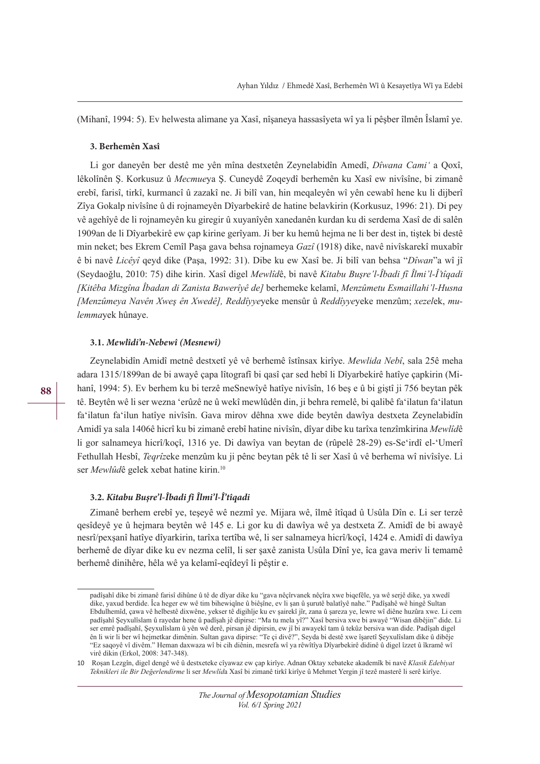(Mihanî, 1994: 5). Ev helwesta alimane ya Xasî, nîşaneya hassasîyeta wî ya li pêşber îlmên Îslamî ye.

### 3. Berhemên Xasî

Li gor daneyên ber destê me yên mîna destxetên Zeynelabidîn Amedî, *Dîwana Cami'* a Qoxî, lêkolînên Ş. Korkusuz û *Mecmue*ya Ş. Cuneydê Zoqeydî berhemên ku Xasî ew nivîsîne, bi zimanê erebî, farisî, tirkî, kurmancî û zazakî ne. Ji bilî van, hin meqaleyên wî yên cewabî hene ku li dijberî Zîya Gokalp nivîsîne û di rojnameyên Dîyarbekirê de hatine belavkirin (Korkusuz, 1996: 21). Di pey vê agehîyê de li rojnameyên ku giregir û xuyanîyên xanedanên kurdan ku di serdema Xasî de di salên 1909an de li Dîyarbekirê ew çap kirine gerîyam. Ji ber ku hemû hejma ne li ber dest in, tiştek bi destê min neket; bes Ekrem Cemîl Paşa gava behsa rojnameya *Gazî* (1918) dike, navê nivîskarekî muxabîr ê bi navê *Licêyî* qeyd dike (Paşa, 1992: 31). Dibe ku ew Xasî be. Ji bilî van behsa "*Dîwan*"a wî jî (Seydaoğlu, 2010: 75) dihe kirin. Xasî digel *Mewlîd*ê, bi navê *Kitabu Buşre'l-Îbadi fî Îlmi'l-Î'tîqadi [Kitêba Mizgîna Îbadan di Zanista Bawerîyê de]* berhemeke kelamî, *Menzûmetu Esmaillahi'l-Husna [Menzûmeya Navên Xweş ên Xwedê], Reddîyye*yeke mensûr û *Reddîyye*yeke menzûm; *xezel*ek, *mulemma*yek hûnaye.

#### 3.1. *Mewlîdi'n-Nebewî (Mesnewî)*

Zeynelabidîn Amidî metnê destxetî yê vê berhemê îstînsax kirîye. *Mewlida Nebî*, sala 25ê meha adara 1315/1899an de bi awayê çapa lîtografî bi qasî çar sed hebî li Dîyarbekirê hatîye çapkirin (Mihanî, 1994: 5). Ev berhem ku bi terzê meSnewîyê hatîye nivîsîn, 16 beş e û bi giştî ji 756 beytan pêk tê. Beytên wê li ser wezna 'erûzê ne û wekî mewlûdên din, ji behra remelê, bi qalibê fa'ilatun fa'ilatun fa'ilatun fa'ilun hatîye nivîsîn. Gava mirov dêhna xwe dide beytên dawîya destxeta Zeynelabidîn Amidî ya sala 1406ê hicrî ku bi zimanê erebî hatine nivîsîn, dîyar dibe ku tarîxa tenzîmkirina *Mewlîd*ê li gor salnameya hicrî/koçî, 1316 ye. Di dawîya van beytan de (rûpelê 28-29) es-Se'irdî el-'Umerî Fethullah Hesbî, *Teqrîz*eke menzûm ku ji pênc beytan pêk tê li ser Xasî û vê berhema wî nivîsîye. Li ser *Mewlûd*ê gelek xebat hatine kirin.[10]

#### 3.2. *Kitabu Buşre'l-Îbadi fî Îlmi'l-Î'tîqadi*

Zimanê berhem erebî ye, teşeyê wê nezmî ye. Mijara wê, îlmê îtîqad û Usûla Dîn e. Li ser terzê qesîdeyê ye û hejmara beytên wê 145 e. Li gor ku di dawîya wê ya destxeta Z. Amidî de bi awayê nesrî/pexşanî hatîye dîyarkirin, tarîxa tertîba wê, li ser salnameya hicrî/koçî, 1424 e. Amidî di dawîya berhemê de dîyar dike ku ev nezma celîl, li ser şaxê zanista Usûla Dînî ye, îca gava meriv li temamê berhemê dinihêre, hêla wê ya kelamî-eqîdeyî li pêştir e.

---

padîşahî dike bi zimanê farisî dihûne û tê de dîyar dike ku "gava nêçîrvanek nêçîra xwe biqefêle, ya wê serjê dike, ya xwedî dike, yaxud berdide. Îca heger ew wê tim bihewiqîne û biêşîne, ev li şan û şurutê balatîyê nahe." Padîşahê wê hingê Sultan Ebdulhemîd, çawa vê helbestê dixwêne, yekser tê digihîje ku ev şairekî jîr, zana û şareza ye, lewre wî diêne huzûra xwe. Li cem padîşahî Şeyxulîslam û rayedar hene û padîşah jê dipirse: "Ma tu mela yî?" Xasî bersiva xwe bi awayê "Wisan dibêjin" dide. Li ser emrê padîşahî, Şeyxulîslam û yên wê derê, pirsan jê dipirsin, ew jî bi awayekî tam û tekûz bersiva wan dide. Padîşah digel ên li wir li ber wî hejmetkar dimênin. Sultan gava dipirse: "Te çi divê?", Seyda bi destê xwe îşaretî Şeyxulîslam dike û dibêje "Ez saqoyê vî divêm." Heman daxwaza wî bi cih diênin, mesrefa wî ya rêwîtîya Dîyarbekirê didinê û digel îzzet û îkramê wî virê dikin (Erkol, 2008: 347-348).

10 Roşan Lezgîn, digel dengê wê û destxeteke cîyawaz ew çap kirîye. Adnan Oktay xebateke akademîk bi navê *Klasik Edebiyat Teknikleri ile Bir Değerlendirme* li ser *Mewlîd*a Xasî bi zimanê tirkî kirîye û Mehmet Yergin jî tezê masterê li serê kirîye.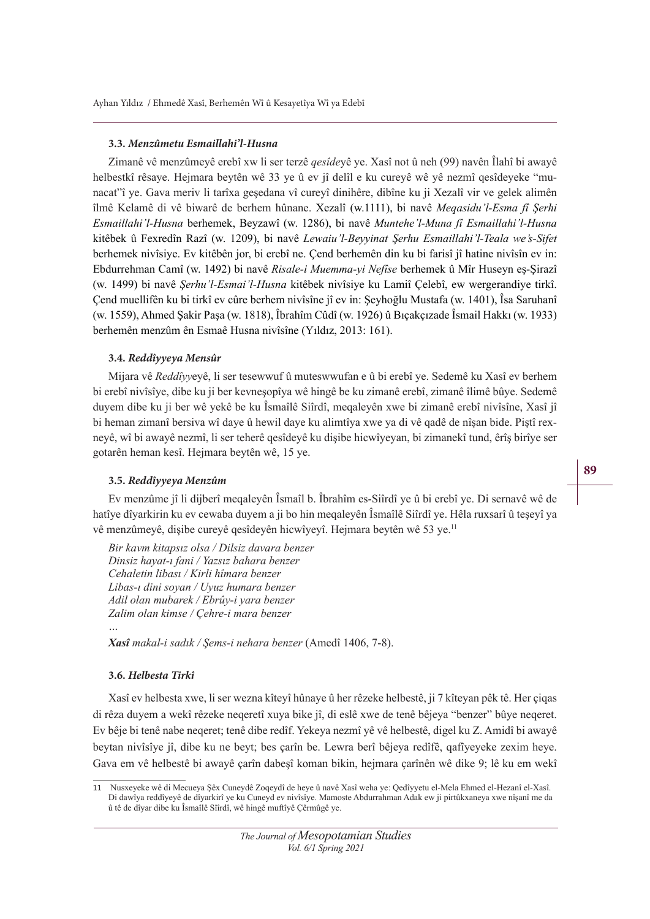### 3.3. *Menzûmetu Esmaillahi'l-Husna*

Zimanê vê menzûmeyê erebî xw li ser terzê *qesîde*yê ye. Xasî not û neh (99) navên Îlahî bi awayê helbestkî rêsaye. Hejmara beytên wê 33 ye û ev jî delîl e ku cureyê wê yê nezmî qesîdeyeke "munacat"î ye. Gava meriv li tarîxa geşedana vî cureyî dinihêre, dibîne ku ji Xezalî vir ve gelek alimên îlmê Kelamê di vê biwarê de berhem hûnane. Xezalî (w.1111), bi navê *Meqasidu'l-Esma fî Şerhi Esmaillahi'l-Husna* berhemek, Beyzawî (w. 1286), bi navê *Muntehe'l-Muna fî Esmaillahi'l-Husna* kitêbek û Fexredîn Razî (w. 1209), bi navê *Lewaiu'l-Beyyinat Şerhu Esmaillahi'l-Teala we's-Sifet* berhemek nivîsiye. Ev kitêbên jor, bi erebî ne. Çend berhemên din ku bi farisî jî hatine nivîsîn ev in: Ebdurrehman Camî (w. 1492) bi navê *Risale-i Muemma-yi Nefîse* berhemek û Mîr Huseyn eş-Şirazî (w. 1499) bi navê *Şerhu'l-Esmai'l-Husna* kitêbek nivîsiye ku Lamiî Çelebî, ew wergerandiye tirkî. Çend muellifên ku bi tirkî ev cûre berhem nivîsîne jî ev in: Şeyhoğlu Mustafa (w. 1401), Îsa Saruhanî (w. 1559), Ahmed Şakir Paşa (w. 1818), Îbrâhîm Cûdî (w. 1926) û Bıçakçızade Îsmail Hakkı (w. 1933) berhemên menzûm ên Esmaê Husna nivîsîne (Yıldız, 2013: 161).

### 3.4. *Reddîyyeya Mensûr*

Mijara vê *Reddîyy*eyê, li ser tesewwuf û muteswwufan e û bi erebî ye. Sedemê ku Xasî ev berhem bi erebî nivîsîye, dibe ku ji ber kevneşopîya wê hingê be ku zimanê erebî, zimanê îlimê bûye. Sedemê duyem dibe ku ji ber wê yekê be ku Îsmaîlê Siîrdî, meqaleyên xwe bi zimanê erebî nivîsîne, Xasî jî bi heman zimanî bersiva wî daye û hewil daye ku alimtîya xwe ya di vê qadê de nîşan bide. Piştî rexneyê, wî bi awayê nezmî, li ser teherê qesîdeyê ku dişibe hicwîyeyan, bi zimanekî tund, êrîş birîye ser gotarên heman kesî. Hejmara beytên wê, 15 ye.

### 3.5. *Reddîyyeya Menzûm*

Ev menzûme jî li dijberî meqaleyên Îsmaîl b. Îbrâhîm es-Siîrdî ye û bi erebî ye. Di sernavê wê de hatîye dîyarkirin ku ev cewaba duyem a ji bo hin meqaleyên Îsmaîlê Siîrdî ye. Hêla ruxsarî û teşeyî ya vê menzûmeyê, dişibe cureyê qesîdeyên hicwîyeyî. Hejmara beytên wê 53 ye.[11]

*Bir kavm kitapsız olsa / Dilsiz davara benzer*
*Dinsiz hayat-ı fani / Yazsız bahara benzer*
*Cehaletin libası / Kirli hîmara benzer*
*Libas-ı dini soyan / Uyuz humara benzer*
*Adil olan mubarek / Ebrûy-i yara benzer*
*Zalim olan kimse / Çehre-i mara benzer*
*…*
***Xasî*** *makal-i sadık / Şems-i nehara benzer* (Amedî 1406, 7-8).

### 3.6. *Helbesta Tirkî*

Xasî ev helbesta xwe, li ser wezna kîteyî hûnaye û her rêzeke helbestê, ji 7 kîteyan pêk tê. Her çiqas di rêza duyem a wekî rêzeke neqeretî xuya bike jî, di eslê xwe de tenê bêjeya "benzer" bûye neqeret. Ev bêje bi tenê nabe neqeret; tenê dibe redîf. Yekeya nezmî yê vê helbestê, digel ku Z. Amidî bi awayê beytan nivîsîye jî, dibe ku ne beyt; bes çarîn be. Lewra berî bêjeya redîfê, qafîyeyeke zexim heye. Gava em vê helbestê bi awayê çarîn dabeşî koman bikin, hejmara çarînên wê dike 9; lê ku em wekî

---

11 Nusxeyeke wê di Mecueya Şêx Cuneydê Zoqeydî de heye û navê Xasî weha ye: Qedîyyetu el-Mela Ehmed el-Hezanî el-Xasî. Di dawîya reddîyeyê de dîyarkirî ye ku Cuneyd ev nivîsîye. Mamoste Abdurrahman Adak ew ji pirtûkxaneya xwe nîşanî me da û tê de dîyar dibe ku Îsmaîlê Siîrdî, wê hingê muftîyê Çêrmûgê ye.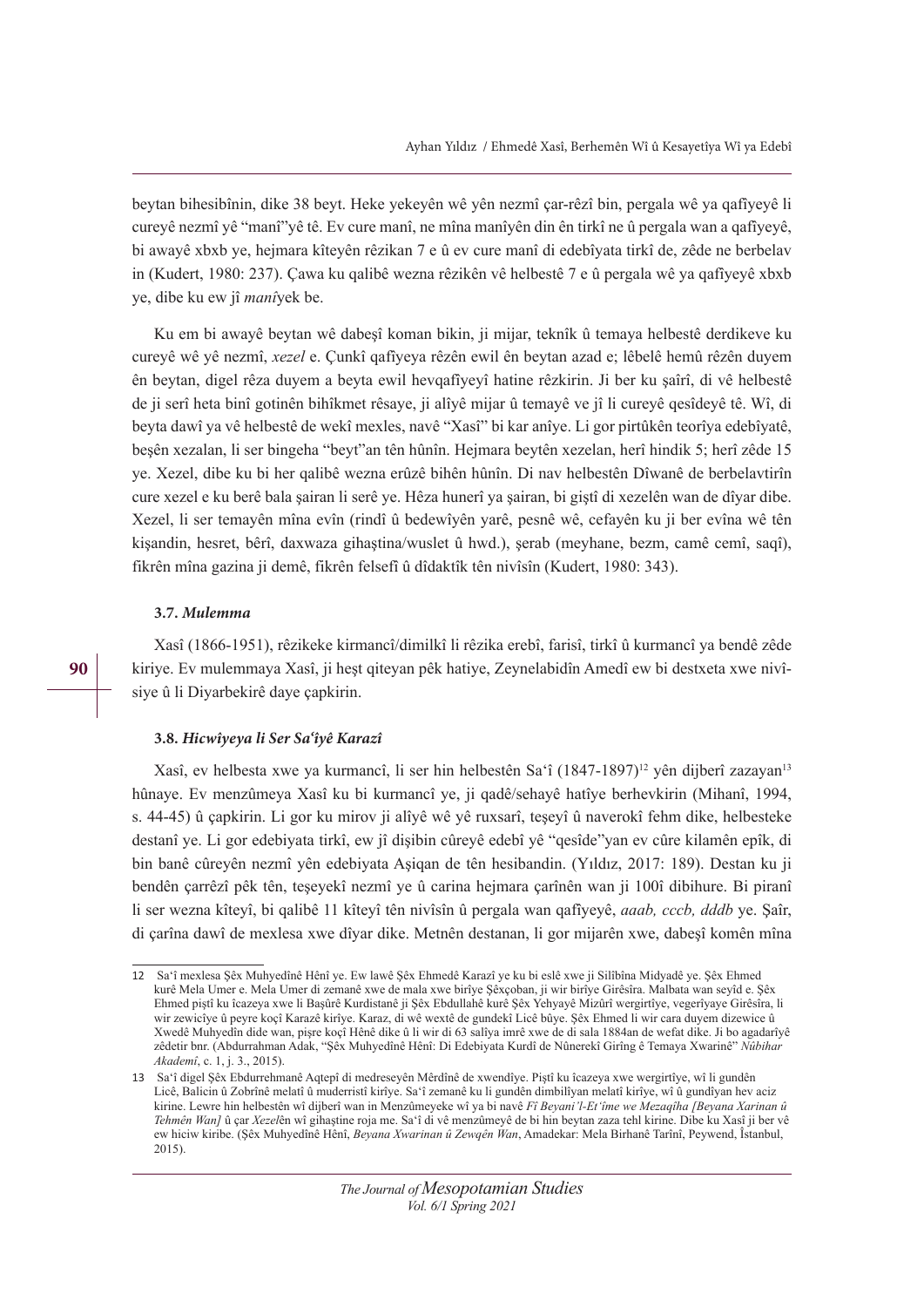beytan bihesibînin, dike 38 beyt. Heke yekeyên wê yên nezmî çar-rêzî bin, pergala wê ya qafîyeyê li cureyê nezmî yê "manî"yê tê. Ev cure manî, ne mîna manîyên din ên tirkî ne û pergala wan a qafîyeyê, bi awayê xbxb ye, hejmara kîteyên rêzikan 7 e û ev cure manî di edebîyata tirkî de, zêde ne berbelav in (Kudert, 1980: 237). Çawa ku qalibê wezna rêzikên vê helbestê 7 e û pergala wê ya qafîyeyê xbxb ye, dibe ku ew jî *manî*yek be.

Ku em bi awayê beytan wê dabeşî koman bikin, ji mijar, teknîk û temaya helbestê derdikeve ku cureyê wê yê nezmî, *xezel* e. Çunkî qafîyeya rêzên ewil ên beytan azad e; lêbelê hemû rêzên duyem ên beytan, digel rêza duyem a beyta ewil hevqafîyeyî hatine rêzkirin. Ji ber ku şaîrî, di vê helbestê de ji serî heta binî gotinên bihîkmet rêsaye, ji alîyê mijar û temayê ve jî li cureyê qesîdeyê tê. Wî, di beyta dawî ya vê helbestê de wekî mexles, navê "Xasî" bi kar anîye. Li gor pirtûkên teorîya edebîyatê, beşên xezalan, li ser bingeha "beyt"an tên hûnîn. Hejmara beytên xezelan, herî hindik 5; herî zêde 15 ye. Xezel, dibe ku bi her qalibê wezna erûzê bihên hûnîn. Di nav helbestên Dîwanê de berbelavtirîn cure xezel e ku berê bala şairan li serê ye. Hêza hunerî ya şairan, bi giştî di xezelên wan de dîyar dibe. Xezel, li ser temayên mîna evîn (rindî û bedewîyên yarê, pesnê wê, cefayên ku ji ber evîna wê tên kişandin, hesret, bêrî, daxwaza gihaştina/wuslet û hwd.), şerab (meyhane, bezm, camê cemî, saqî), fikrên mîna gazina ji demê, fikrên felsefî û dîdaktîk tên nivîsîn (Kudert, 1980: 343).

### 3.7. *Mulemma*

Xasî (1866-1951), rêzikeke kirmancî/dimilkî li rêzika erebî, farisî, tirkî û kurmancî ya bendê zêde kiriye. Ev mulemmaya Xasî, ji heşt qiteyan pêk hatiye, Zeynelabidîn Amedî ew bi destxeta xwe nivîsiye û li Diyarbekirê daye çapkirin.

### 3.8. *Hicwîyeya li Ser Sa'îyê Karazî*

Xasî, ev helbesta xwe ya kurmancî, li ser hin helbestên Sa'î (1847-1897)[12] yên dijberî zazayan[13] hûnaye. Ev menzûmeya Xasî ku bi kurmancî ye, ji qadê/sehayê hatîye berhevkirin (Mihanî, 1994, s. 44-45) û çapkirin. Li gor ku mirov ji alîyê wê yê ruxsarî, teşeyî û naverokî fehm dike, helbesteke destanî ye. Li gor edebiyata tirkî, ew jî dişibin cûreyê edebî yê "qesîde"yan ev cûre kilamên epîk, di bin banê cûreyên nezmî yên edebiyata Aşiqan de tên hesibandin. (Yıldız, 2017: 189). Destan ku ji bendên çarrêzî pêk tên, teşeyekî nezmî ye û carina hejmara çarînên wan ji 100î dibihure. Bi piranî li ser wezna kîteyî, bi qalibê 11 kîteyî tên nivîsîn û pergala wan qafîyeyê, *aaab, cccb, dddb* ye. Şaîr, di çarîna dawî de mexlesa xwe dîyar dike. Metnên destanan, li gor mijarên xwe, dabeşî komên mîna

---

12 Sa'î mexlesa Şêx Muhyedînê Hênî ye. Ev lawê Şêx Ehmedê Karazî ye ku bi eslê xwe ji Silîbîna Midyadê ye. Şêx Ehmed kurê Mela Umer e. Mela Umer di zemanê xwe de mala xwe birîye Şêxçoban, ji wir birîye Girêsîra. Malbata wan seyîd e. Şêx Ehmed piştî ku îcazeya xwe li Başûrê Kurdistanê ji Şêx Ebdullahê kurê Şêx Yehyayê Mizûrî wergirtîye, vegerîyaye Girêsîra, li wir zewicîye û peyre koçî Karazê kirîye. Karaz, di wê wextê de gundekî Licê bûye. Şêx Ehmed li wir cara duyem dizewice û Xwedê Muhyedîn dide wan, pişre koçî Hênê dike û li wir di 63 salîya imrê xwe de di sala 1884an de wefat dike. Ji bo agadarîyê zêdetir bnr. (Abdurrahman Adak, "Şêx Muhyedînê Hênî: Di Edebiyata Kurdî de Nûnerekî Girîng ê Temaya Xwarinê" *Nûbihar Akademî*, c. 1, j. 3., 2015).

13 Sa'î digel Şêx Ebdurrehmanê Aqtepî di medreseyên Mêrdînê de xwendîye. Piştî ku îcazeya xwe wergirtîye, wî li gundên Licê, Balicin û Zobrînê melatî û muderristî kirîye. Sa'î zemanê ku li gundên dimbilîyan melatî kirîye, wî û gundîyan hev aciz kirine. Lewre hin helbestên wî dijberî wan in Menzûmeyeke wî ya bi navê *Fî Beyani'l-Et'îme we Mezaqîha [Beyana Xarinan û Tehmên Wan]* û çar *Xezel*ên wî gihaştine roja me. Sa'î di vê menzûmeyê de bi hin beytan zaza tehl kirine. Dibe ku Xasî ji ber vê ew hiciw kiribe. (Şêx Muhyedînê Hênî, *Beyana Xwarinan û Zewqên Wan*, Amadekar: Mela Birhanê Tarînî, Peywend, İstanbul, 2015).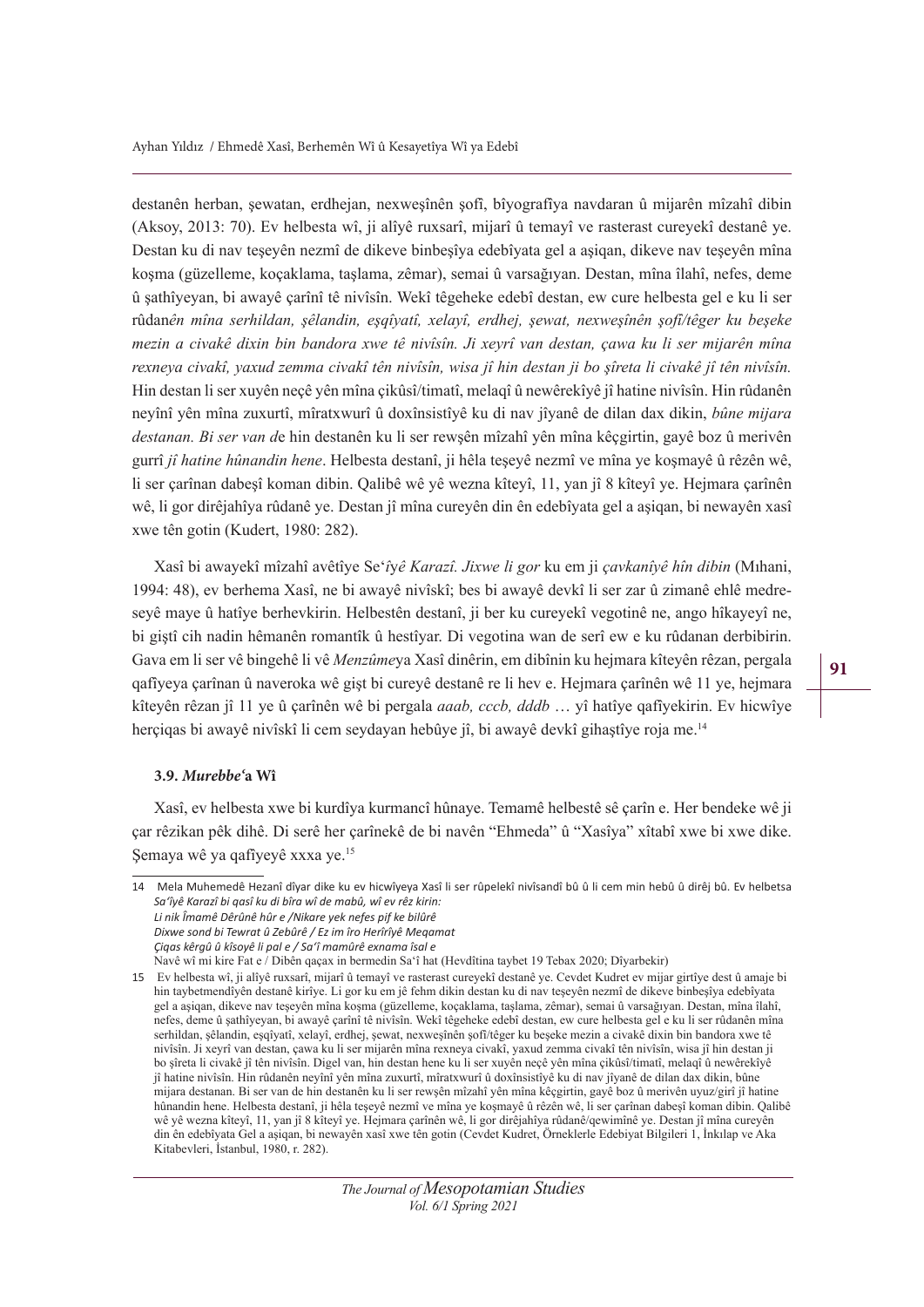destanên herban, şewatan, erdhejan, nexweşînên şofî, bîyografîya navdaran û mijarên mîzahî dibin (Aksoy, 2013: 70). Ev helbesta wî, ji alîyê ruxsarî, mijarî û temayî ve rasterast cureyekî destanê ye. Destan ku di nav teşeyên nezmê de dikeve binbeşîya edebîyata gel a aşiqan, dikeve nav teşeyên mîna koşma (güzelleme, koçaklama, taşlama, zêmar), semai û varsağıyan. Destan, mîna îlahî, nefes, deme û şathîyeyan, bi awayê çarînî tê nivîsîn. Wekî têgeheke edebî destan, ew cure helbesta gel e ku li ser rûdan*ên mîna serhildan, şêlandin, eşqîyatî, xelayî, erdhej, şewat, nexweşînên şofî/têger ku beşeke mezin a civakê dixin bin bandora xwe tê nivîsîn. Ji xeyrî van destan, çawa ku li ser mijarên mîna rexneya civakî, yaxud zemma civakî tên nivîsîn, wisa jî hin destan ji bo şîreta li civakê jî tên nivîsîn.* Hin destan li ser xuyên neçê yên mîna çikûsî/timatî, melaqî û newêrekîyê jî hatine nivîsîn. Hin rûdanên neyînî yên mîna zuxurtî, mîratxwurî û doxînsistîyê ku di nav jîyanê de dilan dax dikin, *bûne mijara destanan. Bi ser van d*e hin destanên ku li ser rewşên mîzahî yên mîna kêçgirtin, gayê boz û merivên gurrî *jî hatine hûnandin hene*. Helbesta destanî, ji hêla teşeyê nezmî ve mîna ye koşmayê û rêzên wê, li ser çarînan dabeşî koman dibin. Qalibê wê yê wezna kîteyî, 11, yan jî 8 kîteyî ye. Hejmara çarînên wê, li gor dirêjahîya rûdanê ye. Destan jî mîna cureyên din ên edebîyata gel a aşiqan, bi newayên xasî xwe tên gotin (Kudert, 1980: 282).

Xasî bi awayekî mîzahî avêtîye Se'*îyê Karazî. Jixwe li gor* ku em ji *çavkanîyê hîn dibin* (Mıhani, 1994: 48), ev berhema Xasî, ne bi awayê nivîskî; bes bi awayê devkî li ser zar û zimanê ehlê medreseyê maye û hatîye berhevkirin. Helbestên destanî, ji ber ku cureyekî vegotinê ne, ango hîkayeyî ne, bi giştî cih nadin hêmanên romantîk û hestîyar. Di vegotina wan de serî ew e ku rûdanan derbibirin. Gava em li ser vê bingehê li vê *Menzûme*ya Xasî dinêrin, em dibînin ku hejmara kîteyên rêzan, pergala qafîyeya çarînan û naveroka wê gişt bi cureyê destanê re li hev e. Hejmara çarînên wê 11 ye, hejmara kîteyên rêzan jî 11 ye û çarînên wê bi pergala *aaab, cccb, dddb* … yî hatîye qafîyekirin. Ev hicwîye herçiqas bi awayê nivîskî li cem seydayan hebûye jî, bi awayê devkî gihaştîye roja me.[14]

### 3.9. *Murebbe'*a Wî

Xasî, ev helbesta xwe bi kurdîya kurmancî hûnaye. Temamê helbestê sê çarîn e. Her bendeke wê ji çar rêzikan pêk dihê. Di serê her çarînekê de bi navên "Ehmeda" û "Xasîya" xîtabî xwe bi xwe dike. Şemaya wê ya qafîyeyê xxxa ye.[15]

---

14 Mela Muhemedê Hezanî dîyar dike ku ev hicwîyeya Xasî li ser rûpelekî nivîsandî bû û li cem min hebû û dirêj bû. Ev helbetsa *Sa'îyê Karazî bi qasî ku di bîra wî de mabû, wî ev rêz kirin:*
*Li nik Îmamê Dêrûnê hûr e /Nikare yek nefes pif ke bilûrê*
*Dixwe sond bi Tewrat û Zebûrê / Ez im îro Herîrîyê Meqamat*
*Çiqas kêrgû û kîsoyê li pal e / Sa'î mamûrê exnama îsal e*
Navê wî mi kire Fat e / Dibên qaçax in bermedin Sa'î hat (Hevdîtina taybet 19 Tebax 2020; Dîyarbekir)

15 Ev helbesta wî, ji alîyê ruxsarî, mijarî û temayî ve rasterast cureyekî destanê ye. Cevdet Kudret ev mijar girtîye dest û amaje bi hin taybetmendîyên destanê kirîye. Li gor ku em jê fehm dikin destan ku di nav teşeyên nezmê de dikeve binbeşîya edebîyata gel a aşiqan, dikeve nav teşeyên mîna koşma (güzelleme, koçaklama, taşlama, zêmar), semai û varsağıyan. Destan, mîna îlahî, nefes, deme û şathîyeyan, bi awayê çarînî tê nivîsîn. Wekî têgeheke edebî destan, ew cure helbesta gel e ku li ser rûdanên mîna serhildan, şêlandin, eşqîyatî, xelayî, erdhej, şewat, nexweşînên şofî/têger ku beşeke mezin a civakê dixin bin bandora xwe tê nivîsîn. Ji xeyrî van destan, çawa ku li ser mijarên mîna rexneya civakî, yaxud zemma civakî tên nivîsîn, wisa jî hin destan ji bo şîreta li civakê jî tên nivîsîn. Digel van, hin destan hene ku li ser xuyên neçê yên mîna çikûsî/timatî, melaqî û newêrekîyê jî hatine nivîsîn. Hin rûdanên neyînî yên mîna zuxurtî, mîratxwurî û doxînsistîyê ku di nav jîyanê de dilan dax dikin, bûne mijara destanan. Bi ser van de jî hin destanên ku li ser rewşên mîzahî yên mîna kêçgirtin, gayê boz û merivên uyuz/girî jî hatine hûnandin hene. Helbesta destanî, ji hêla teşeyê nezmî ve mîna ye koşmayê û rêzên wê, li ser çarînan dabeşî koman dibin. Qalibê wê yê wezna kîteyî, 11, yan jî 8 kîteyî ye. Hejmara çarînên wê, li gor dirêjahîya rûdanê/qewimînê ye. Destan jî mîna cureyên din ên edebîyata Gel a aşiqan, bi newayên xasî xwe tên gotin (Cevdet Kudret, Örneklerle Edebiyat Bilgileri 1, İnkılap ve Aka Kitabevleri, İstanbul, 1980, r. 282).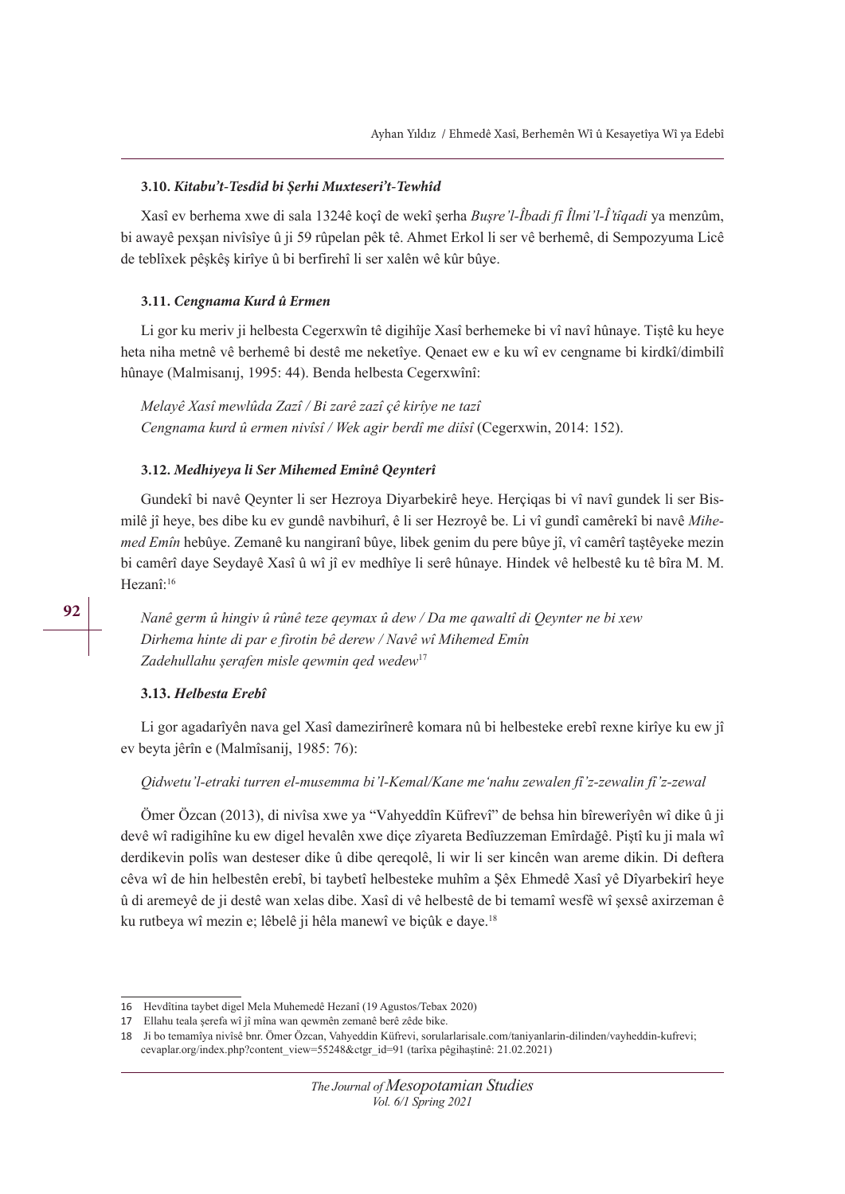**3.10.** ***Kitabu't-Tesdîd bi Şerhi Muxteseri't-Tewhîd***

Xasî ev berhema xwe di sala 1324ê koçî de wekî şerha *Buşre'l-Îbadi fî Îlmi'l-Î'tîqadi* ya menzûm, bi awayê pexşan nivîsîye û ji 59 rûpelan pêk tê. Ahmet Erkol li ser vê berhemê, di Sempozyuma Licê de teblîxek pêşkêş kirîye û bi berfirehî li ser xalên wê kûr bûye.

**3.11.** ***Cengnama Kurd û Ermen***

Li gor ku meriv ji helbesta Cegerxwîn tê digihîje Xasî berhemeke bi vî navî hûnaye. Tiştê ku heye heta niha metnê vê berhemê bi destê me neketîye. Qenaet ew e ku wî ev cengname bi kirdkî/dimbilî hûnaye (Malmisanıj, 1995: 44). Benda helbesta Cegerxwînî:

*Melayê Xasî mewlûda Zazî / Bi zarê zazî çê kirîye ne tazî*
*Cengnama kurd û ermen nivîsî / Wek agir berdî me diîsî* (Cegerxwin, 2014: 152).

**3.12.** ***Medhiyeya li Ser Mihemed Emînê Qeynterî***

Gundekî bi navê Qeynter li ser Hezroya Diyarbekirê heye. Herçiqas bi vî navî gundek li ser Bismilê jî heye, bes dibe ku ev gundê navbihurî, ê li ser Hezroyê be. Li vî gundî camêrekî bi navê *Mihemed Emîn* hebûye. Zemanê ku nangiranî bûye, libek genim du pere bûye jî, vî camêrî taştêyeke mezin bi camêrî daye Seydayê Xasî û wî jî ev medhîye li serê hûnaye. Hindek vê helbestê ku tê bîra M. M. Hezanî:[16]

*Nanê germ û hingiv û rûnê teze qeymax û dew / Da me qawaltî di Qeynter ne bi xew*
*Dirhema hinte di par e firotin bê derew / Navê wî Mihemed Emîn*
*Zadehullahu şerafen misle qewmin qed wedew*[17]

**3.13.** ***Helbesta Erebî***

Li gor agadarîyên nava gel Xasî damezirînerê komara nû bi helbesteke erebî rexne kirîye ku ew jî ev beyta jêrîn e (Malmîsanij, 1985: 76):

*Qidwetu'l-etraki turren el-musemma bi'l-Kemal/Kane me'nahu zewalen fî'z-zewalin fî'z-zewal*

Ömer Özcan (2013), di nivîsa xwe ya "Vahyeddîn Küfrevî" de behsa hin bîrewerîyên wî dike û ji devê wî radigihîne ku ew digel hevalên xwe diçe zîyareta Bedîuzzeman Emîrdağê. Piştî ku ji mala wî derdikevin polîs wan desteser dike û dibe qereqolê, li wir li ser kincên wan areme dikin. Di deftera cêva wî de hin helbestên erebî, bi taybetî helbesteke muhîm a Şêx Ehmedê Xasî yê Dîyarbekirî heye û di aremeyê de ji destê wan xelas dibe. Xasî di vê helbestê de bi temamî wesfê wî şexsê axirzeman ê ku rutbeya wî mezin e; lêbelê ji hêla manewî ve biçûk e daye.[18]

---

16 Hevdîtina taybet digel Mela Muhemedê Hezanî (19 Agustos/Tebax 2020)

17 Ellahu teala şerefa wî jî mîna wan qewmên zemanê berê zêde bike.

18 Ji bo temamîya nivîsê bnr. Ömer Özcan, Vahyeddin Küfrevi, sorularlarisale.com/taniyanlarin-dilinden/vayheddin-kufrevi; cevaplar.org/index.php?content_view=55248&ctgr_id=91 (tarîxa pêgihaştinê: 21.02.2021)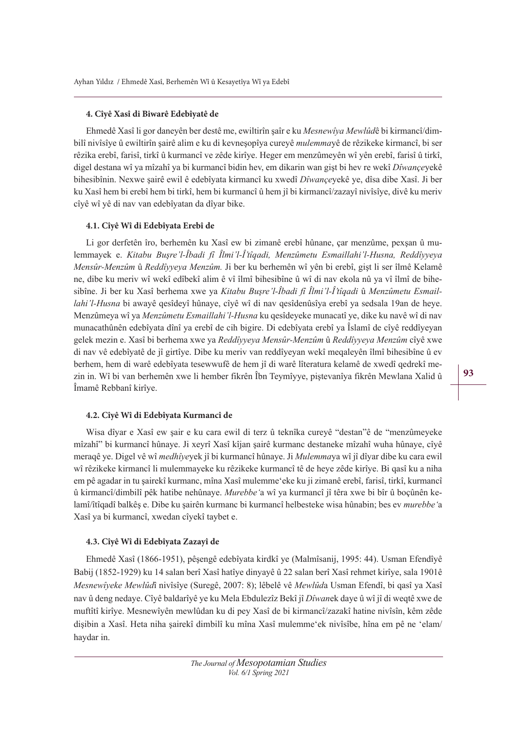### 4. Cîyê Xasî di Biwarê Edebîyatê de

Ehmedê Xasî li gor daneyên ber destê me, ewiltirîn şaîr e ku *Mesnewîya Mewlûd*ê bi kirmancî/dimbilî nivîsîye û ewiltirîn şairê alim e ku di kevneşopîya cureyê *mulemma*yê de rêzikeke kirmancî, bi ser rêzika erebî, farisî, tirkî û kurmancî ve zêde kirîye. Heger em menzûmeyên wî yên erebî, farisî û tirkî, digel destana wî ya mîzahî ya bi kurmancî bidin hev, em dikarin wan gişt bi hev re wekî *Dîwançe*yekê bihesibînin. Nexwe şairê ewil ê edebîyata kirmancî ku xwedî *Dîwançe*yekê ye, dîsa dibe Xasî. Ji ber ku Xasî hem bi erebî hem bi tirkî, hem bi kurmancî û hem jî bi kirmancî/zazayî nivîsîye, divê ku meriv cîyê wî yê di nav van edebîyatan da dîyar bike.

### 4.1. Cîyê Wî di Edebîyata Erebî de

Li gor derfetên îro, berhemên ku Xasî ew bi zimanê erebî hûnane, çar menzûme, pexşan û mulemmayek e. *Kitabu Buşre'l-Îbadi fî Îlmi'l-Î'tîqadi, Menzûmetu Esmaillahi'l-Husna, Reddîyyeya Mensûr-Menzûm* û *Reddîyyeya Menzûm.* Ji ber ku berhemên wî yên bi erebî, gişt li ser îlmê Kelamê ne, dibe ku meriv wî wekî edîbekî alim ê vî îlmî bihesibîne û wî di nav ekola nû ya vî îlmî de bihesibîne. Ji ber ku Xasî berhema xwe ya *Kitabu Buşre'l-Îbadi fî Îlmi'l-Î'tîqadi* û *Menzûmetu Esmaillahi'l-Husna* bi awayê qesîdeyî hûnaye, cîyê wî di nav qesîdenûsîya erebî ya sedsala 19an de heye. Menzûmeya wî ya *Menzûmetu Esmaillahi'l-Husna* ku qesîdeyeke munacatî ye, dike ku navê wî di nav munacathûnên edebîyata dînî ya erebî de cih bigire. Di edebîyata erebî ya Îslamî de cîyê reddîyeyan gelek mezin e. Xasî bi berhema xwe ya *Reddîyyeya Mensûr-Menzûm* û *Reddîyyeya Menzûm* cîyê xwe di nav vê edebîyatê de jî girtîye. Dibe ku meriv van reddîyeyan wekî meqaleyên îlmî bihesibîne û ev berhem, hem di warê edebîyata tesewwufê de hem jî di warê lîteratura kelamê de xwedî qedrekî mezin in. Wî bi van berhemên xwe li hember fikrên Îbn Teymîyye, piştevanîya fikrên Mewlana Xalid û Îmamê Rebbanî kirîye.

### 4.2. Cîyê Wî di Edebîyata Kurmancî de

Wisa dîyar e Xasî ew şair e ku cara ewil di terz û teknîka cureyê "destan"ê de "menzûmeyeke mîzahî" bi kurmancî hûnaye. Ji xeyrî Xasî kîjan şairê kurmanc destaneke mîzahî wuha hûnaye, cîyê meraqê ye. Digel vê wî *medhîye*yek jî bi kurmancî hûnaye. Ji *Mulemma*ya wî jî dîyar dibe ku cara ewil wî rêzikeke kirmancî li mulemmayeke ku rêzikeke kurmancî tê de heye zêde kirîye. Bi qasî ku a niha em pê agadar in tu şairekî kurmanc, mîna Xasî mulemme'eke ku ji zimanê erebî, farisî, tirkî, kurmancî û kirmancî/dimbilî pêk hatibe nehûnaye. *Murebbe'*a wî ya kurmancî jî têra xwe bi bîr û boçûnên kelamî/îtîqadî balkêş e. Dibe ku şairên kurmanc bi kurmancî helbesteke wisa hûnabin; bes ev *murebbe'*a Xasî ya bi kurmancî, xwedan cîyekî taybet e.

### 4.3. Cîyê Wî di Edebîyata Zazayî de

Ehmedê Xasî (1866-1951), pêşengê edebîyata kirdkî ye (Malmîsanij, 1995: 44). Usman Efendîyê Babij (1852-1929) ku 14 salan berî Xasî hatîye dinyayê û 22 salan berî Xasî rehmet kirîye, sala 1901ê *Mesnewîyeke Mewlûd*î nivîsîye (Suregê, 2007: 8); lêbelê vê *Mewlûd*a Usman Efendî, bi qasî ya Xasî nav û deng nedaye. Cîyê baldarîyê ye ku Mela Ebdulezîz Bekî jî *Dîwan*ek daye û wî jî di weqtê xwe de muftîtî kirîye. Mesnewîyên mewlûdan ku di pey Xasî de bi kirmancî/zazakî hatine nivîsîn, kêm zêde dişibin a Xasî. Heta niha şairekî dimbilî ku mîna Xasî mulemme'ek nivîsîbe, hîna em pê ne 'elam/haydar in.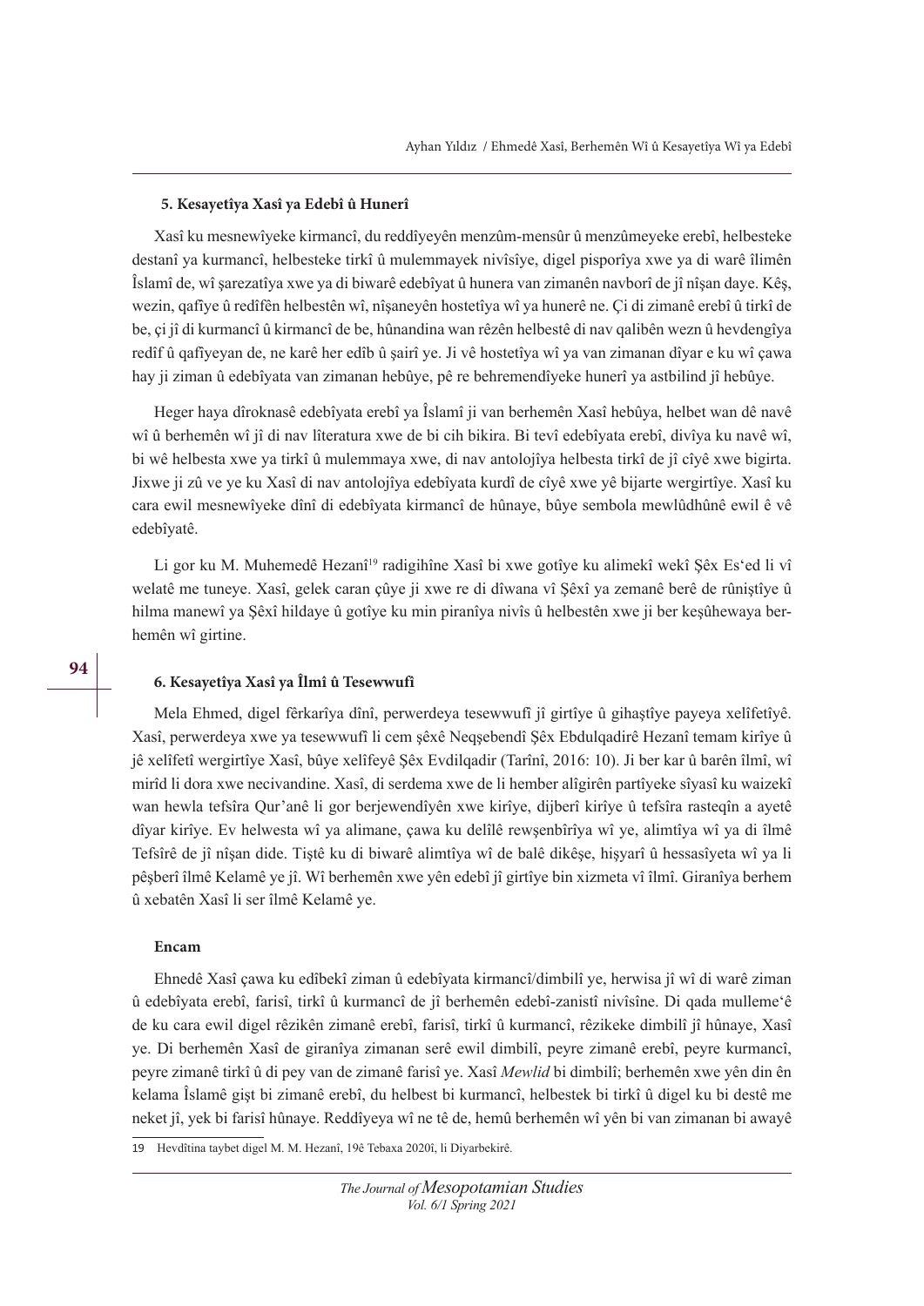## 5. Kesayetîya Xasî ya Edebî û Hunerî

Xasî ku mesnewîyeke kirmancî, du reddîyeyên menzûm-mensûr û menzûmeyeke erebî, helbesteke destanî ya kurmancî, helbesteke tirkî û mulemmayek nivîsîye, digel pisporîya xwe ya di warê îlimên Îslamî de, wî şarezatîya xwe ya di biwarê edebîyat û hunera van zimanên navborî de jî nîşan daye. Kêş, wezin, qafîye û redîfên helbestên wî, nîşaneyên hostetîya wî ya hunerê ne. Çi di zimanê erebî û tirkî de be, çi jî di kurmancî û kirmancî de be, hûnandina wan rêzên helbestê di nav qalibên wezn û hevdengîya redîf û qafîyeyan de, ne karê her edîb û şairî ye. Ji vê hostetîya wî ya van zimanan dîyar e ku wî çawa hay ji ziman û edebîyata van zimanan hebûye, pê re behremendîyeke hunerî ya astbilind jî hebûye.

Heger haya dîroknasê edebîyata erebî ya Îslamî ji van berhemên Xasî hebûya, helbet wan dê navê wî û berhemên wî jî di nav lîteratura xwe de bi cih bikira. Bi tevî edebîyata erebî, divîya ku navê wî, bi wê helbesta xwe ya tirkî û mulemmaya xwe, di nav antolojîya helbesta tirkî de jî cîyê xwe bigirta. Jixwe ji zû ve ye ku Xasî di nav antolojîya edebîyata kurdî de cîyê xwe yê bijarte wergirtîye. Xasî ku cara ewil mesnewîyeke dînî di edebîyata kirmancî de hûnaye, bûye sembola mewlûdhûnê ewil ê vê edebîyatê.

Li gor ku M. Muhemedê Hezanî[19] radigihîne Xasî bi xwe gotîye ku alimekî wekî Şêx Es'ed li vî welatê me tuneye. Xasî, gelek caran çûye ji xwe re di dîwana vî Şêxî ya zemanê berê de rûniştîye û hilma manewî ya Şêxî hildaye û gotîye ku min piranîya nivîs û helbestên xwe ji ber keşûhewaya berhemên wî girtine.

## 6. Kesayetîya Xasî ya Îlmî û Tesewwufî

Mela Ehmed, digel fêrkarîya dînî, perwerdeya tesewwufî jî girtîye û gihaştîye payeya xelîfetîyê. Xasî, perwerdeya xwe ya tesewwufî li cem şêxê Neqşebendî Şêx Ebdulqadirê Hezanî temam kirîye û jê xelîfetî wergirtîye Xasî, bûye xelîfeyê Şêx Evdilqadir (Tarînî, 2016: 10). Ji ber kar û barên îlmî, wî mirîd li dora xwe necivandine. Xasî, di serdema xwe de li hember alîgirên partîyeke sîyasî ku waizekî wan hewla tefsîra Qur'anê li gor berjewendîyên xwe kirîye, dijberî kirîye û tefsîra rasteqîn a ayetê dîyar kirîye. Ev helwesta wî ya alimane, çawa ku delîlê rewşenbîrîya wî ye, alimtîya wî ya di îlmê Tefsîrê de jî nîşan dide. Tiştê ku di biwarê alimtîya wî de balê dikêşe, hişyarî û hessasîyeta wî ya li pêşberî îlmê Kelamê ye jî. Wî berhemên xwe yên edebî jî girtîye bin xizmeta vî îlmî. Giranîya berhem û xebatên Xasî li ser îlmê Kelamê ye.

### Encam

Ehnedê Xasî çawa ku edîbekî ziman û edebîyata kirmancî/dimbilî ye, herwisa jî wî di warê ziman û edebîyata erebî, farisî, tirkî û kurmancî de jî berhemên edebî-zanistî nivîsîne. Di qada mulleme'ê de ku cara ewil digel rêzikên zimanê erebî, farisî, tirkî û kurmancî, rêzikeke dimbilî jî hûnaye, Xasî ye. Di berhemên Xasî de giranîya zimanan serê ewil dimbilî, peyre zimanê erebî, peyre kurmancî, peyre zimanê tirkî û di pey van de zimanê farisî ye. Xasî *Mewlid* bi dimbilî; berhemên xwe yên din ên kelama Îslamê gişt bi zimanê erebî, du helbest bi kurmancî, helbestek bi tirkî û digel ku bi destê me neket jî, yek bi farisî hûnaye. Reddîyeya wî ne tê de, hemû berhemên wî yên bi van zimanan bi awayê

---

19 Hevdîtina taybet digel M. M. Hezanî, 19ê Tebaxa 2020î, li Diyarbekirê.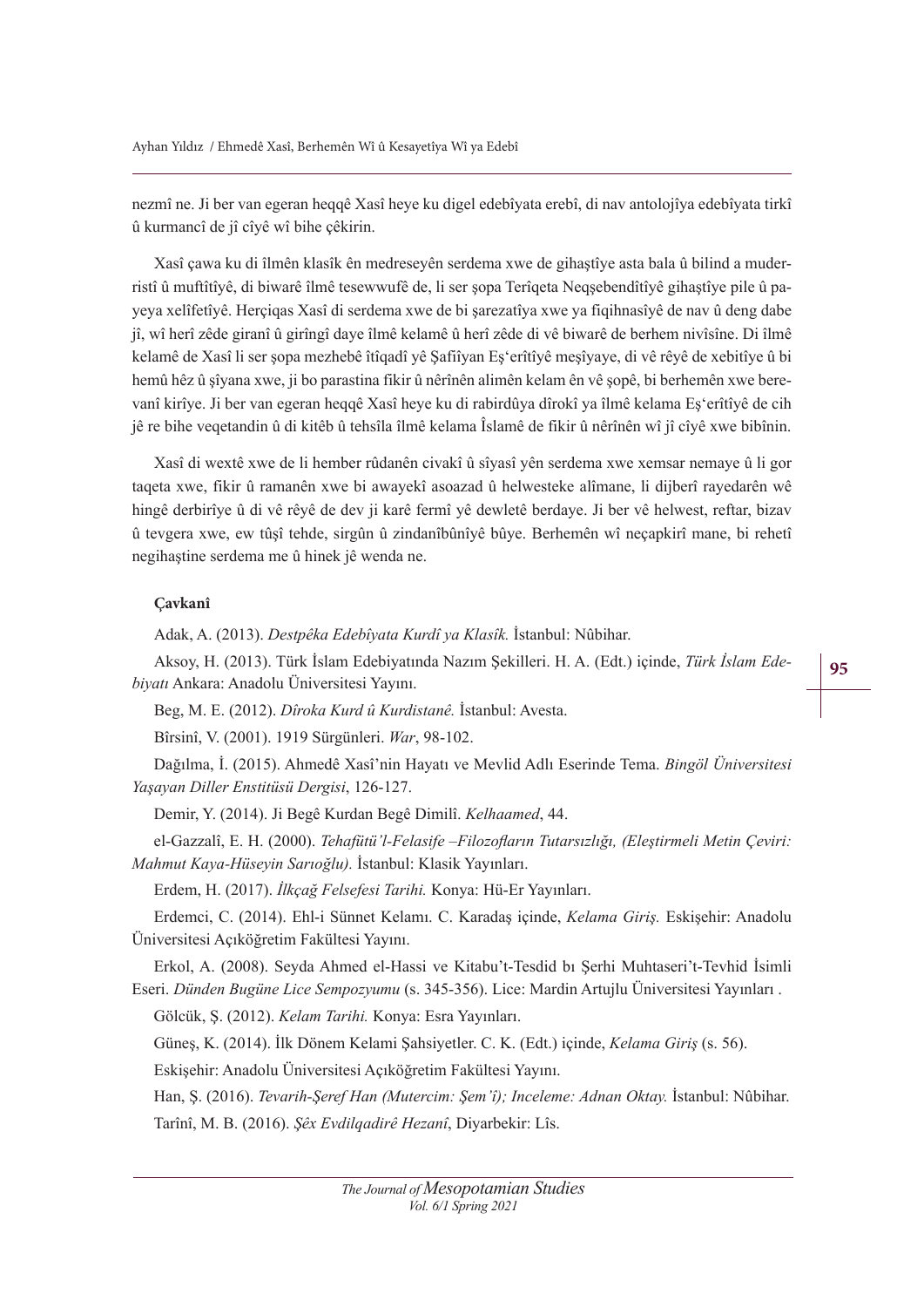nezmî ne. Ji ber van egeran heqqê Xasî heye ku digel edebîyata erebî, di nav antolojîya edebîyata tirkî û kurmancî de jî cîyê wî bihe çêkirin.

Xasî çawa ku di îlmên klasîk ên medreseyên serdema xwe de gihaştîye asta bala û bilind a muderristî û muftîtîyê, di biwarê îlmê tesewwufê de, li ser şopa Terîqeta Neqşebendîtîyê gihaştîye pile û payeya xelîfetîyê. Herçiqas Xasî di serdema xwe de bi şarezatîya xwe ya fiqihnasîyê de nav û deng dabe jî, wî herî zêde giranî û girîngî daye îlmê kelamê û herî zêde di vê biwarê de berhem nivîsîne. Di îlmê kelamê de Xasî li ser şopa mezhebê îtîqadî yê Şafiîyan Eş'erîtîyê meşîyaye, di vê rêyê de xebitîye û bi hemû hêz û şîyana xwe, ji bo parastina fikir û nêrînên alimên kelam ên vê şopê, bi berhemên xwe berevanî kirîye. Ji ber van egeran heqqê Xasî heye ku di rabirdûya dîrokî ya îlmê kelama Eş'erîtîyê de cih jê re bihe veqetandin û di kitêb û tehsîla îlmê kelama Îslamê de fikir û nêrînên wî jî cîyê xwe bibînin.

Xasî di wextê xwe de li hember rûdanên civakî û sîyasî yên serdema xwe xemsar nemaye û li gor taqeta xwe, fikir û ramanên xwe bi awayekî asoazad û helwesteke alîmane, li dijberî rayedarên wê hingê derbirîye û di vê rêyê de dev ji karê fermî yê dewletê berdaye. Ji ber vê helwest, reftar, bizav û tevgera xwe, ew tûşî tehde, sirgûn û zindanîbûnîyê bûye. Berhemên wî neçapkirî mane, bi rehetî negihaştine serdema me û hinek jê wenda ne.

**Çavkanî**

Adak, A. (2013). *Destpêka Edebîyata Kurdî ya Klasîk.* İstanbul: Nûbihar.

Aksoy, H. (2013). Türk İslam Edebiyatında Nazım Şekilleri. H. A. (Edt.) içinde, *Türk İslam Edebiyatı* Ankara: Anadolu Üniversitesi Yayını.

Beg, M. E. (2012). *Dîroka Kurd û Kurdistanê.* İstanbul: Avesta.

Bîrsinî, V. (2001). 1919 Sürgünleri. *War*, 98-102.

Dağılma, İ. (2015). Ahmedê Xasî'nin Hayatı ve Mevlid Adlı Eserinde Tema. *Bingöl Üniversitesi Yaşayan Diller Enstitüsü Dergisi*, 126-127.

Demir, Y. (2014). Ji Begê Kurdan Begê Dimilî. *Kelhaamed*, 44.

el-Gazzalî, E. H. (2000). *Tehafütü'l-Felasife –Filozofların Tutarsızlığı, (Eleştirmeli Metin Çeviri: Mahmut Kaya-Hüseyin Sarıoğlu).* İstanbul: Klasik Yayınları.

Erdem, H. (2017). *İlkçağ Felsefesi Tarihi.* Konya: Hü-Er Yayınları.

Erdemci, C. (2014). Ehl-i Sünnet Kelamı. C. Karadaş içinde, *Kelama Giriş.* Eskişehir: Anadolu Üniversitesi Açıköğretim Fakültesi Yayını.

Erkol, A. (2008). Seyda Ahmed el-Hassi ve Kitabu't-Tesdid bı Şerhi Muhtaseri't-Tevhid İsimli Eseri. *Dünden Bugüne Lice Sempozyumu* (s. 345-356). Lice: Mardin Artujlu Üniversitesi Yayınları .

Gölcük, Ş. (2012). *Kelam Tarihi.* Konya: Esra Yayınları.

Güneş, K. (2014). İlk Dönem Kelami Şahsiyetler. C. K. (Edt.) içinde, *Kelama Giriş* (s. 56). Eskişehir: Anadolu Üniversitesi Açıköğretim Fakültesi Yayını.

Han, Ş. (2016). *Tevarih-Şeref Han (Mutercim: Şem'î); Inceleme: Adnan Oktay.* İstanbul: Nûbihar.

Tarînî, M. B. (2016). *Şêx Evdilqadirê Hezanî*, Diyarbekir: Lîs.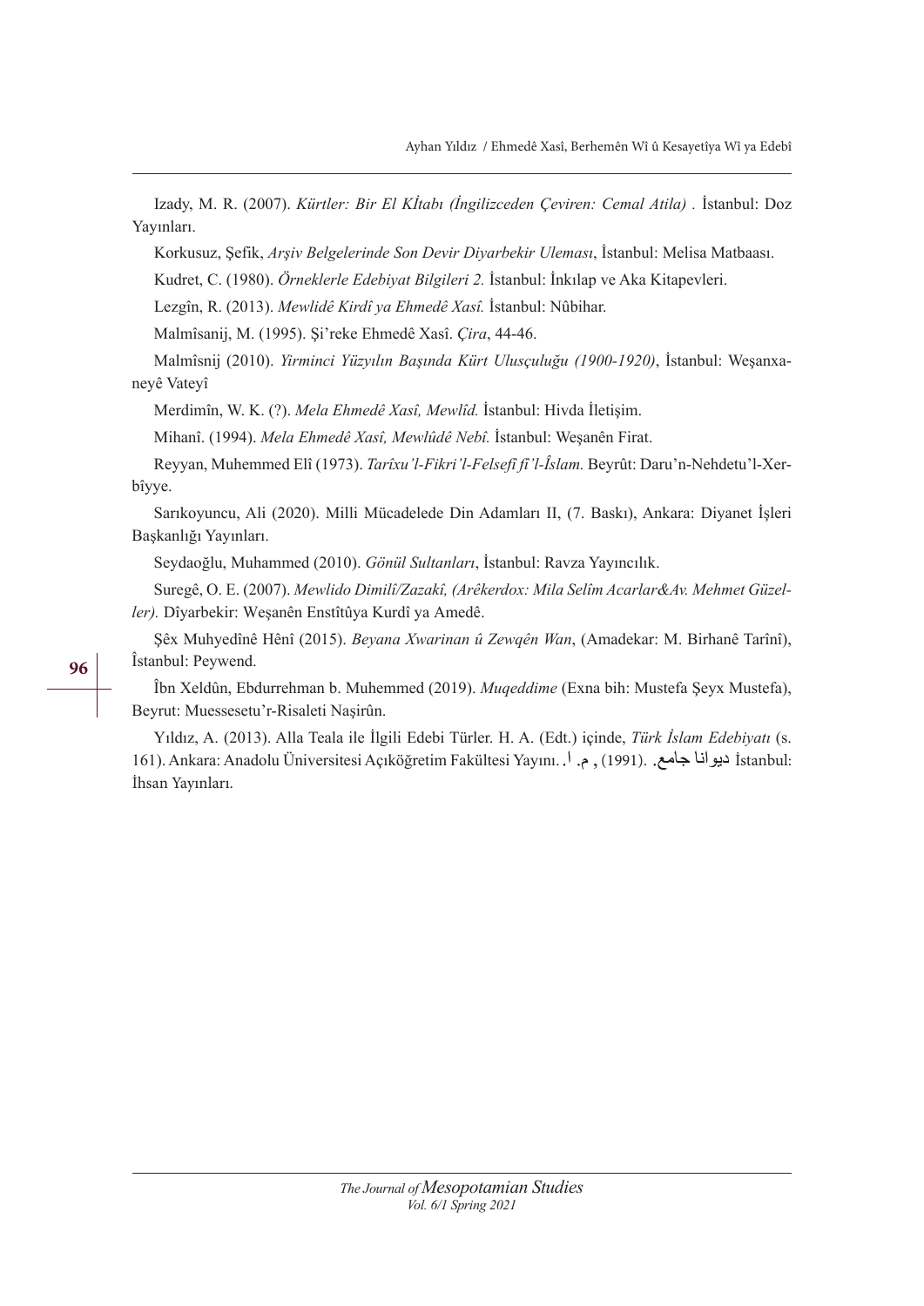Izady, M. R. (2007). *Kürtler: Bir El KİtabI (İngilizceden Çeviren: Cemal Atila) .* İstanbul: Doz Yayınları.

Korkusuz, Şefik, *Arşiv Belgelerinde Son Devir Diyarbekir Uleması*, İstanbul: Melisa Matbaası.

Kudret, C. (1980). *Örneklerle Edebiyat Bilgileri 2.* İstanbul: İnkılap ve Aka Kitapevleri.

Lezgîn, R. (2013). *Mewlidê Kirdî ya Ehmedê Xasî.* İstanbul: Nûbihar.

Malmîsanij, M. (1995). Şi'reke Ehmedê Xasî. *Çira*, 44-46.

Malmîsnij (2010). *Yirminci Yüzyılın Başında Kürt Ulusçuluğu (1900-1920)*, İstanbul: Weşanxaneyê Vateyî

Merdimîn, W. K. (?). *Mela Ehmedê Xasî, Mewlîd.* İstanbul: Hivda İletişim.

Mihanî. (1994). *Mela Ehmedê Xasî, Mewlûdê Nebî.* İstanbul: Weşanên Firat.

Reyyan, Muhemmed Elî (1973). *Tarîxu'l-Fikri'l-Felsefî fî'l-Îslam.* Beyrût: Daru'n-Nehdetu'l-Xerbîyye.

Sarıkoyuncu, Ali (2020). Milli Mücadelede Din Adamları II, (7. Baskı), Ankara: Diyanet İşleri Başkanlığı Yayınları.

Seydaoğlu, Muhammed (2010). *Gönül Sultanları*, İstanbul: Ravza Yayıncılık.

Suregê, O. E. (2007). *Mewlido Dimilî/Zazakî, (Arêkerdox: Mila Selîm Acarlar&Av. Mehmet Güzeller).* Dîyarbekir: Weşanên Enstîtûya Kurdî ya Amedê.

Şêx Muhyedînê Hênî (2015). *Beyana Xwarinan û Zewqên Wan*, (Amadekar: M. Birhanê Tarînî), Îstanbul: Peywend.

Îbn Xeldûn, Ebdurrehman b. Muhemmed (2019). *Muqeddime* (Exna bih: Mustefa Şeyx Mustefa), Beyrut: Muessesetu'r-Risaleti Naşirûn.

Yıldız, A. (2013). Alla Teala ile İlgili Edebi Türler. H. A. (Edt.) içinde, *Türk İslam Edebiyatı* (s. 161). Ankara: Anadolu Üniversitesi Açıköğretim Fakültesi Yayını. .ا .م , (1991). .ديوانا جامع İstanbul: İhsan Yayınları.